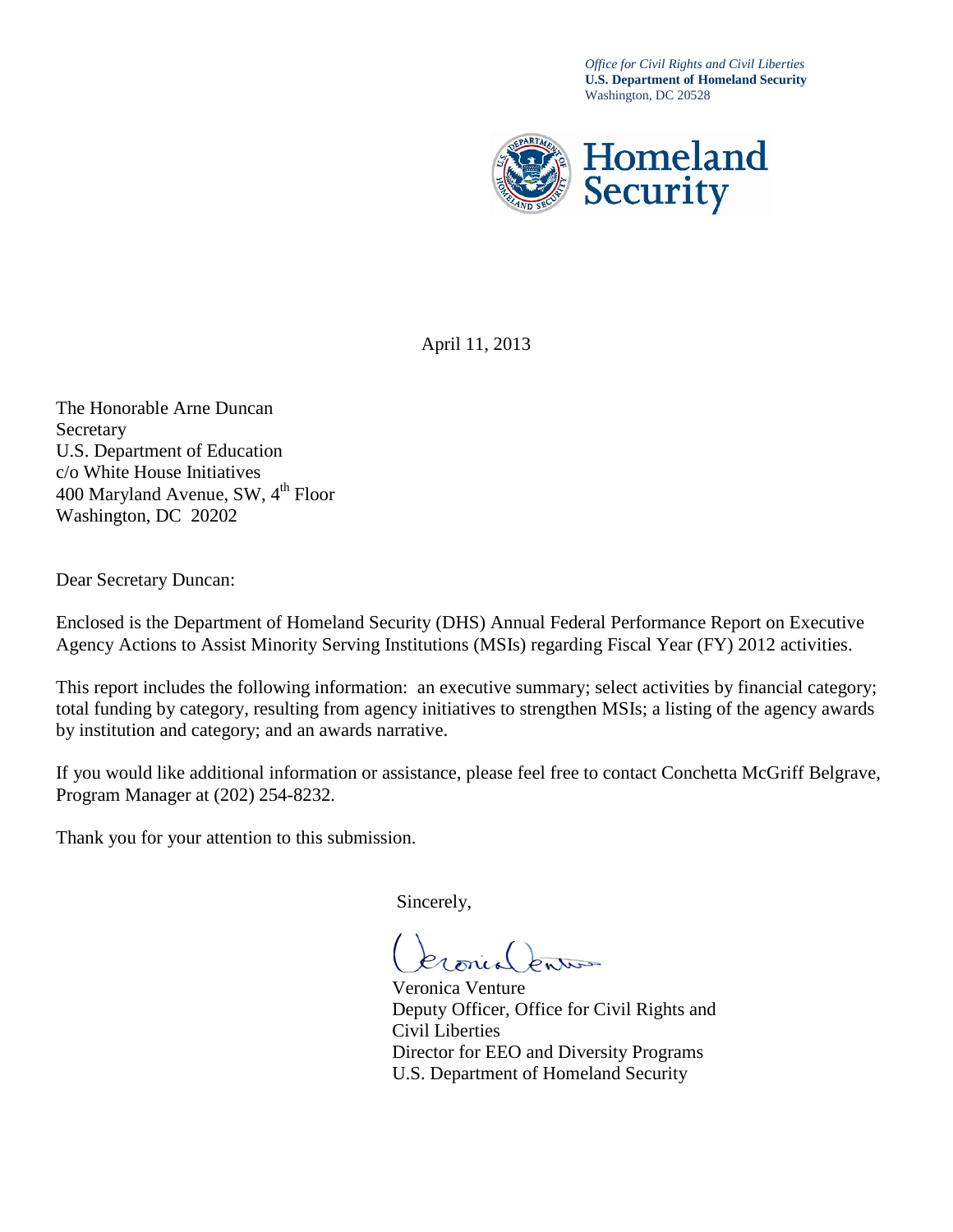*Office for Civil Rights and Civil Liberties*
**U.S. Department of Homeland Security**
Washington, DC 20528

Homeland Security

April 11, 2013

The Honorable Arne Duncan
Secretary
U.S. Department of Education
c/o White House Initiatives
400 Maryland Avenue, SW, 4th Floor
Washington, DC 20202

Dear Secretary Duncan:

Enclosed is the Department of Homeland Security (DHS) Annual Federal Performance Report on Executive Agency Actions to Assist Minority Serving Institutions (MSIs) regarding Fiscal Year (FY) 2012 activities.

This report includes the following information: an executive summary; select activities by financial category; total funding by category, resulting from agency initiatives to strengthen MSIs; a listing of the agency awards by institution and category; and an awards narrative.

If you would like additional information or assistance, please feel free to contact Conchetta McGriff Belgrave, Program Manager at (202) 254-8232.

Thank you for your attention to this submission.

Sincerely,

Veronica Venture
Deputy Officer, Office for Civil Rights and Civil Liberties
Director for EEO and Diversity Programs
U.S. Department of Homeland Security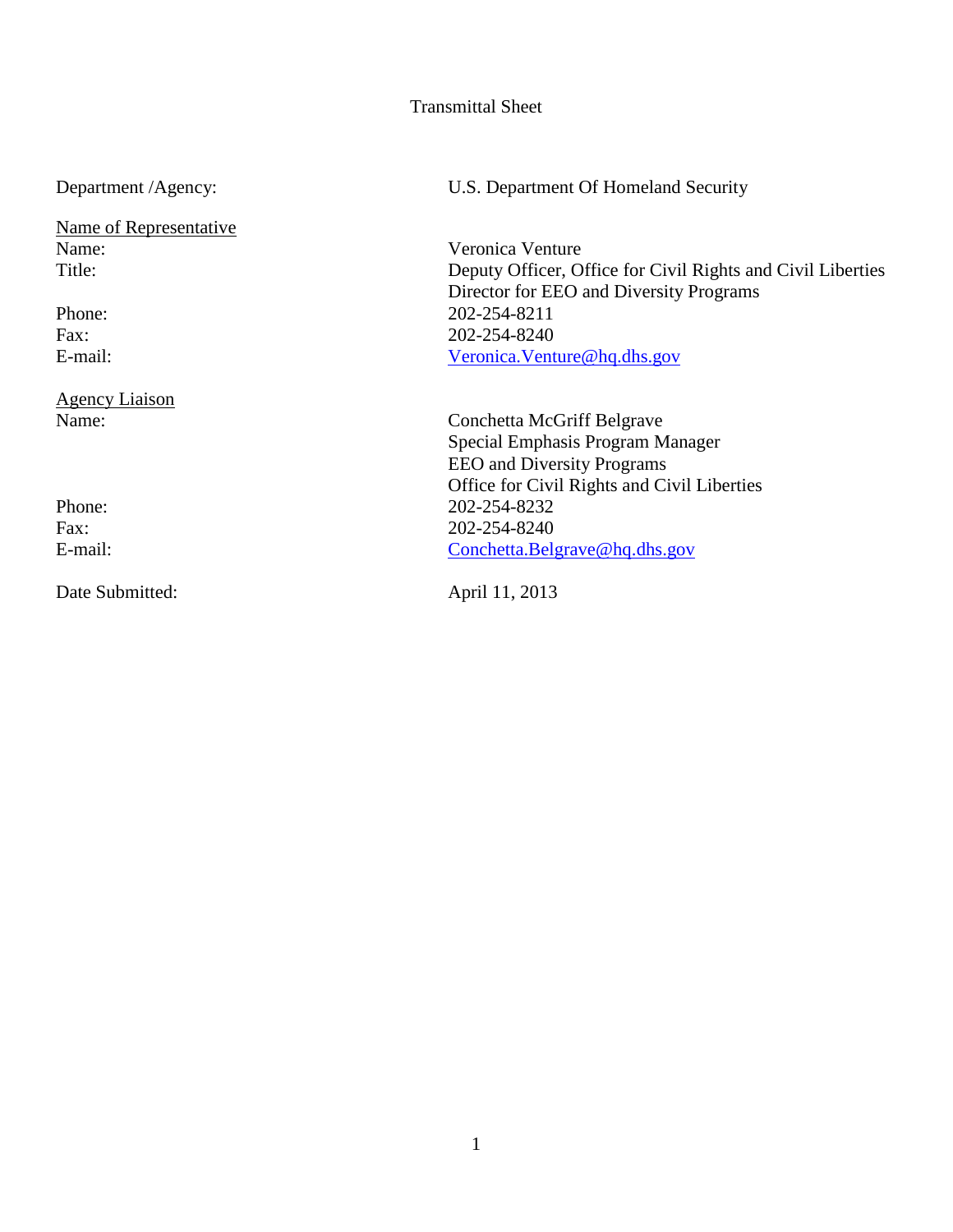# Transmittal Sheet

| | |
|---|---|
| Department /Agency: | U.S. Department Of Homeland Security |

<u>Name of Representative</u>

| | |
|---|---|
| Name: | Veronica Venture |
| Title: | Deputy Officer, Office for Civil Rights and Civil Liberties<br>Director for EEO and Diversity Programs |
| Phone: | 202-254-8211 |
| Fax: | 202-254-8240 |
| E-mail: | Veronica.Venture@hq.dhs.gov |

<u>Agency Liaison</u>

| | |
|---|---|
| Name: | Conchetta McGriff Belgrave<br>Special Emphasis Program Manager<br>EEO and Diversity Programs<br>Office for Civil Rights and Civil Liberties |
| Phone: | 202-254-8232 |
| Fax: | 202-254-8240 |
| E-mail: | Conchetta.Belgrave@hq.dhs.gov |

| | |
|---|---|
| Date Submitted: | April 11, 2013 |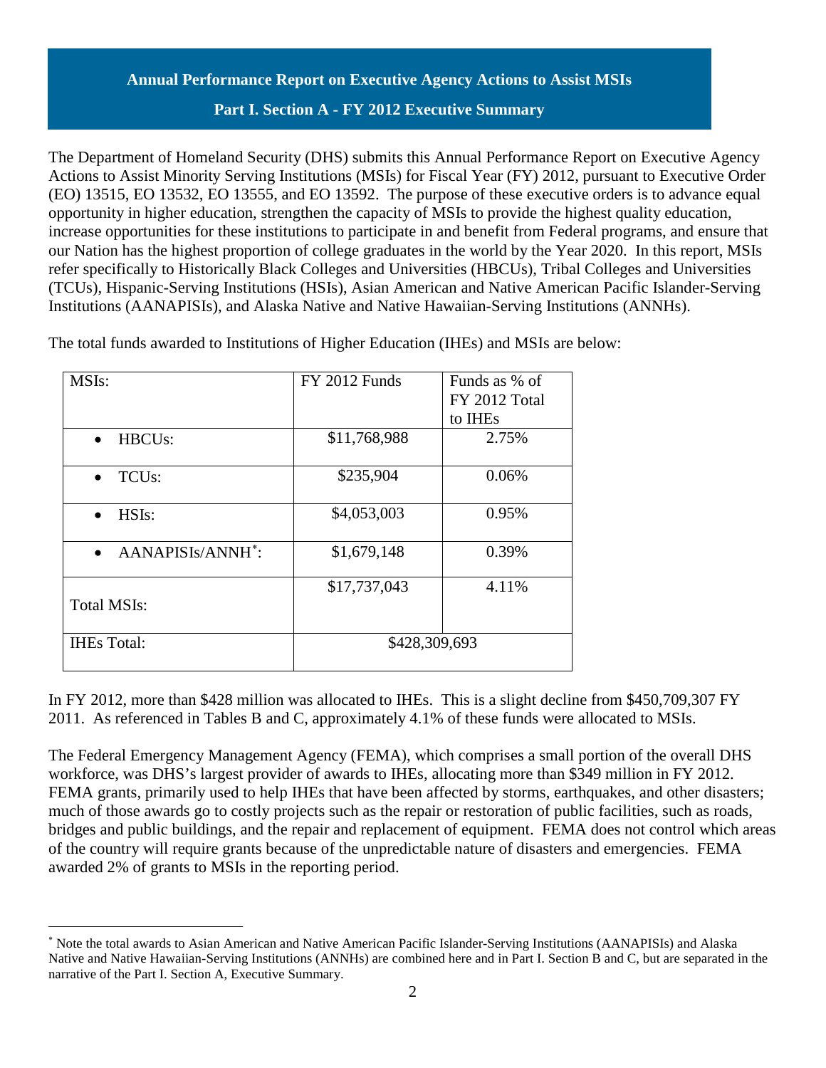## Annual Performance Report on Executive Agency Actions to Assist MSIs

### Part I. Section A - FY 2012 Executive Summary

The Department of Homeland Security (DHS) submits this Annual Performance Report on Executive Agency Actions to Assist Minority Serving Institutions (MSIs) for Fiscal Year (FY) 2012, pursuant to Executive Order (EO) 13515, EO 13532, EO 13555, and EO 13592. The purpose of these executive orders is to advance equal opportunity in higher education, strengthen the capacity of MSIs to provide the highest quality education, increase opportunities for these institutions to participate in and benefit from Federal programs, and ensure that our Nation has the highest proportion of college graduates in the world by the Year 2020. In this report, MSIs refer specifically to Historically Black Colleges and Universities (HBCUs), Tribal Colleges and Universities (TCUs), Hispanic-Serving Institutions (HSIs), Asian American and Native American Pacific Islander-Serving Institutions (AANAPISIs), and Alaska Native and Native Hawaiian-Serving Institutions (ANNHs).

The total funds awarded to Institutions of Higher Education (IHEs) and MSIs are below:

| MSIs: | FY 2012 Funds | Funds as % of FY 2012 Total to IHEs |
|---|---|---|
| • HBCUs: | $11,768,988 | 2.75% |
| • TCUs: | $235,904 | 0.06% |
| • HSIs: | $4,053,003 | 0.95% |
| • AANAPISIs/ANNH*: | $1,679,148 | 0.39% |
| Total MSIs: | $17,737,043 | 4.11% |
| IHEs Total: | $428,309,693 | |

In FY 2012, more than $428 million was allocated to IHEs. This is a slight decline from $450,709,307 FY 2011. As referenced in Tables B and C, approximately 4.1% of these funds were allocated to MSIs.

The Federal Emergency Management Agency (FEMA), which comprises a small portion of the overall DHS workforce, was DHS's largest provider of awards to IHEs, allocating more than $349 million in FY 2012. FEMA grants, primarily used to help IHEs that have been affected by storms, earthquakes, and other disasters; much of those awards go to costly projects such as the repair or restoration of public facilities, such as roads, bridges and public buildings, and the repair and replacement of equipment. FEMA does not control which areas of the country will require grants because of the unpredictable nature of disasters and emergencies. FEMA awarded 2% of grants to MSIs in the reporting period.

---

* Note the total awards to Asian American and Native American Pacific Islander-Serving Institutions (AANAPISIs) and Alaska Native and Native Hawaiian-Serving Institutions (ANNHs) are combined here and in Part I. Section B and C, but are separated in the narrative of the Part I. Section A, Executive Summary.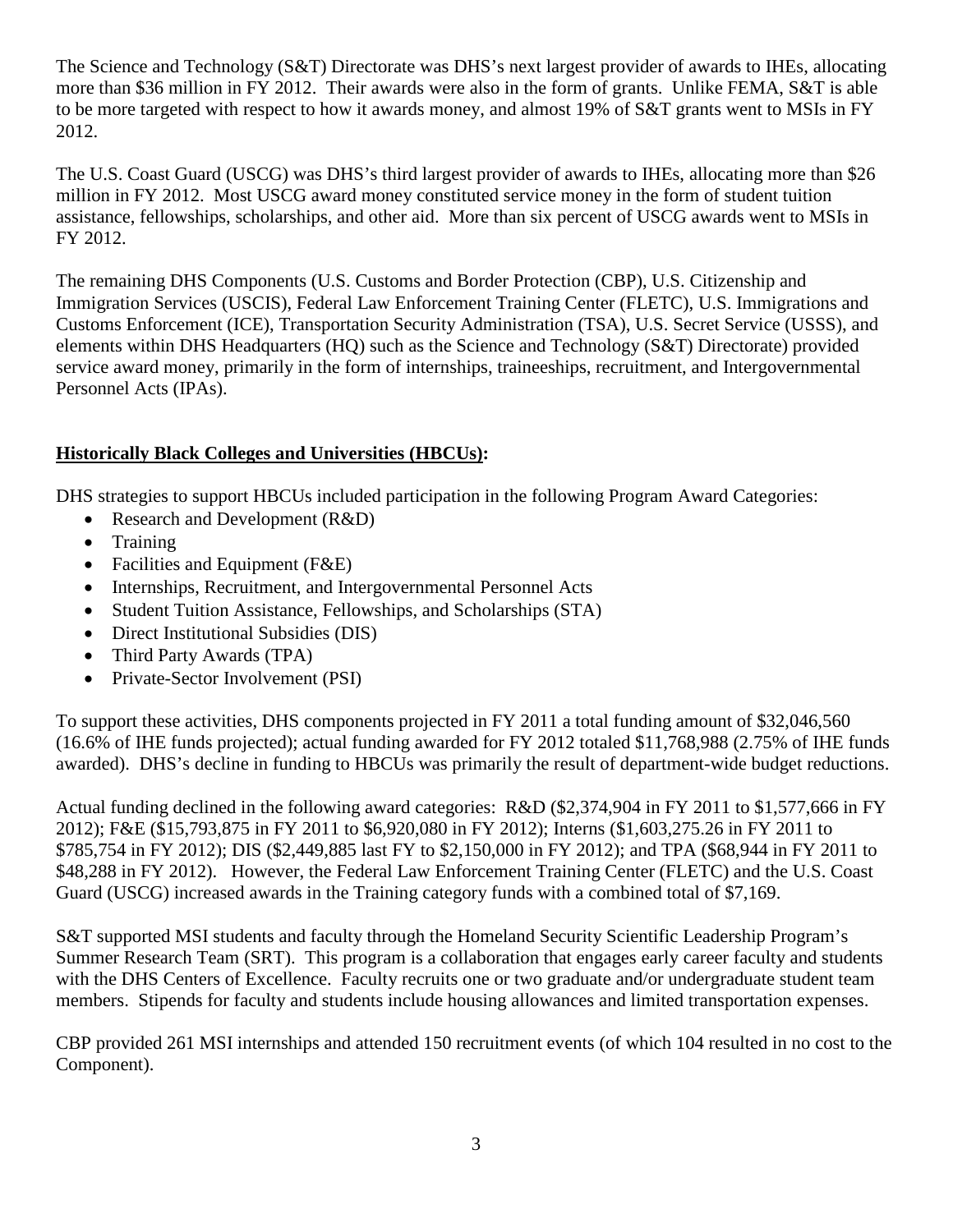The Science and Technology (S&T) Directorate was DHS's next largest provider of awards to IHEs, allocating more than $36 million in FY 2012. Their awards were also in the form of grants. Unlike FEMA, S&T is able to be more targeted with respect to how it awards money, and almost 19% of S&T grants went to MSIs in FY 2012.

The U.S. Coast Guard (USCG) was DHS's third largest provider of awards to IHEs, allocating more than $26 million in FY 2012. Most USCG award money constituted service money in the form of student tuition assistance, fellowships, scholarships, and other aid. More than six percent of USCG awards went to MSIs in FY 2012.

The remaining DHS Components (U.S. Customs and Border Protection (CBP), U.S. Citizenship and Immigration Services (USCIS), Federal Law Enforcement Training Center (FLETC), U.S. Immigrations and Customs Enforcement (ICE), Transportation Security Administration (TSA), U.S. Secret Service (USSS), and elements within DHS Headquarters (HQ) such as the Science and Technology (S&T) Directorate) provided service award money, primarily in the form of internships, traineeships, recruitment, and Intergovernmental Personnel Acts (IPAs).

**Historically Black Colleges and Universities (HBCUs):**

DHS strategies to support HBCUs included participation in the following Program Award Categories:

- Research and Development (R&D)
- Training
- Facilities and Equipment (F&E)
- Internships, Recruitment, and Intergovernmental Personnel Acts
- Student Tuition Assistance, Fellowships, and Scholarships (STA)
- Direct Institutional Subsidies (DIS)
- Third Party Awards (TPA)
- Private-Sector Involvement (PSI)

To support these activities, DHS components projected in FY 2011 a total funding amount of $32,046,560 (16.6% of IHE funds projected); actual funding awarded for FY 2012 totaled $11,768,988 (2.75% of IHE funds awarded). DHS's decline in funding to HBCUs was primarily the result of department-wide budget reductions.

Actual funding declined in the following award categories: R&D ($2,374,904 in FY 2011 to $1,577,666 in FY 2012); F&E ($15,793,875 in FY 2011 to $6,920,080 in FY 2012); Interns ($1,603,275.26 in FY 2011 to $785,754 in FY 2012); DIS ($2,449,885 last FY to $2,150,000 in FY 2012); and TPA ($68,944 in FY 2011 to $48,288 in FY 2012). However, the Federal Law Enforcement Training Center (FLETC) and the U.S. Coast Guard (USCG) increased awards in the Training category funds with a combined total of $7,169.

S&T supported MSI students and faculty through the Homeland Security Scientific Leadership Program's Summer Research Team (SRT). This program is a collaboration that engages early career faculty and students with the DHS Centers of Excellence. Faculty recruits one or two graduate and/or undergraduate student team members. Stipends for faculty and students include housing allowances and limited transportation expenses.

CBP provided 261 MSI internships and attended 150 recruitment events (of which 104 resulted in no cost to the Component).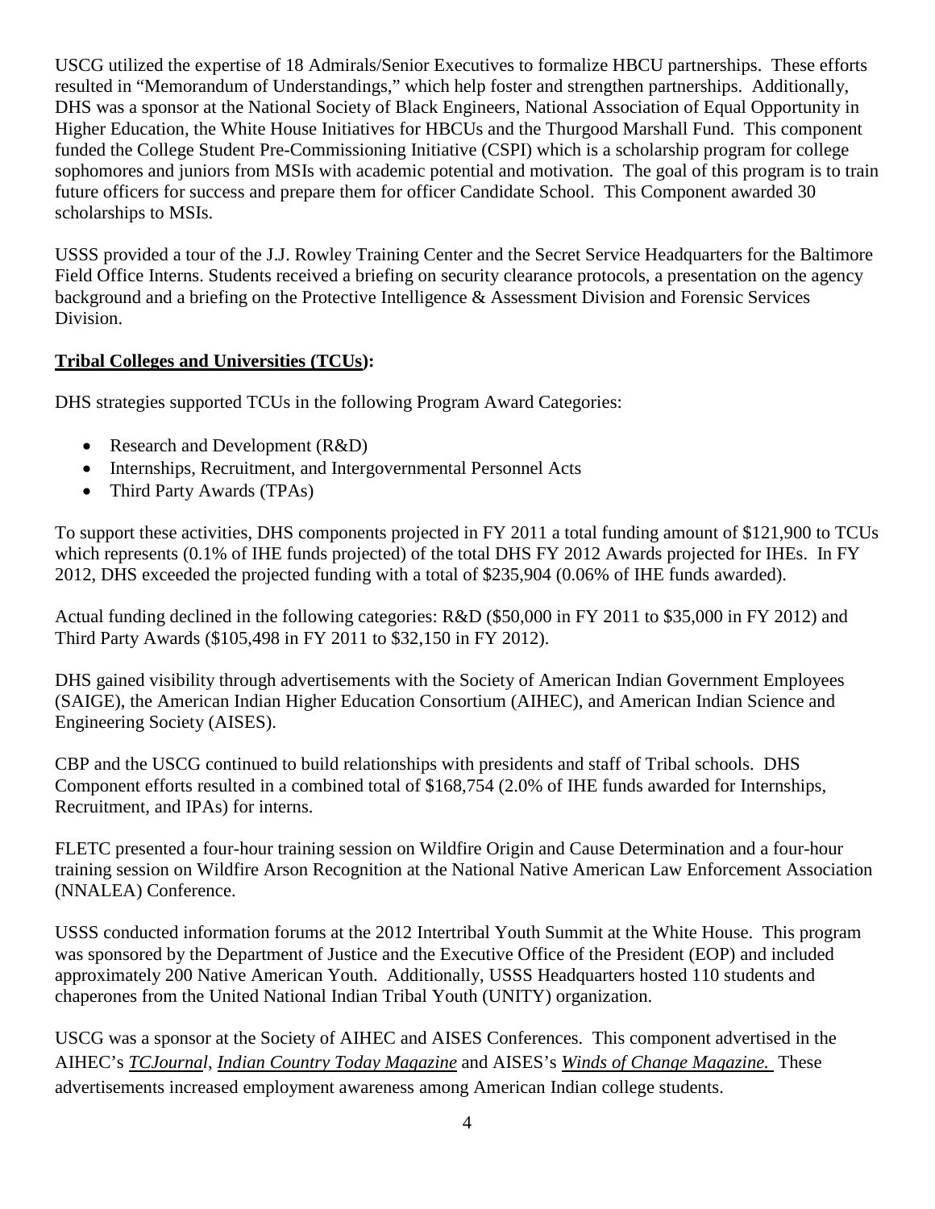USCG utilized the expertise of 18 Admirals/Senior Executives to formalize HBCU partnerships. These efforts resulted in "Memorandum of Understandings," which help foster and strengthen partnerships. Additionally, DHS was a sponsor at the National Society of Black Engineers, National Association of Equal Opportunity in Higher Education, the White House Initiatives for HBCUs and the Thurgood Marshall Fund. This component funded the College Student Pre-Commissioning Initiative (CSPI) which is a scholarship program for college sophomores and juniors from MSIs with academic potential and motivation. The goal of this program is to train future officers for success and prepare them for officer Candidate School. This Component awarded 30 scholarships to MSIs.

USSS provided a tour of the J.J. Rowley Training Center and the Secret Service Headquarters for the Baltimore Field Office Interns. Students received a briefing on security clearance protocols, a presentation on the agency background and a briefing on the Protective Intelligence & Assessment Division and Forensic Services Division.

**Tribal Colleges and Universities (TCUs):**

DHS strategies supported TCUs in the following Program Award Categories:

- Research and Development (R&D)
- Internships, Recruitment, and Intergovernmental Personnel Acts
- Third Party Awards (TPAs)

To support these activities, DHS components projected in FY 2011 a total funding amount of $121,900 to TCUs which represents (0.1% of IHE funds projected) of the total DHS FY 2012 Awards projected for IHEs. In FY 2012, DHS exceeded the projected funding with a total of $235,904 (0.06% of IHE funds awarded).

Actual funding declined in the following categories: R&D ($50,000 in FY 2011 to $35,000 in FY 2012) and Third Party Awards ($105,498 in FY 2011 to $32,150 in FY 2012).

DHS gained visibility through advertisements with the Society of American Indian Government Employees (SAIGE), the American Indian Higher Education Consortium (AIHEC), and American Indian Science and Engineering Society (AISES).

CBP and the USCG continued to build relationships with presidents and staff of Tribal schools. DHS Component efforts resulted in a combined total of $168,754 (2.0% of IHE funds awarded for Internships, Recruitment, and IPAs) for interns.

FLETC presented a four-hour training session on Wildfire Origin and Cause Determination and a four-hour training session on Wildfire Arson Recognition at the National Native American Law Enforcement Association (NNALEA) Conference.

USSS conducted information forums at the 2012 Intertribal Youth Summit at the White House. This program was sponsored by the Department of Justice and the Executive Office of the President (EOP) and included approximately 200 Native American Youth. Additionally, USSS Headquarters hosted 110 students and chaperones from the United National Indian Tribal Youth (UNITY) organization.

USCG was a sponsor at the Society of AIHEC and AISES Conferences. This component advertised in the AIHEC's *TCJournal*, *Indian Country Today Magazine* and AISES's *Winds of Change Magazine.* These advertisements increased employment awareness among American Indian college students.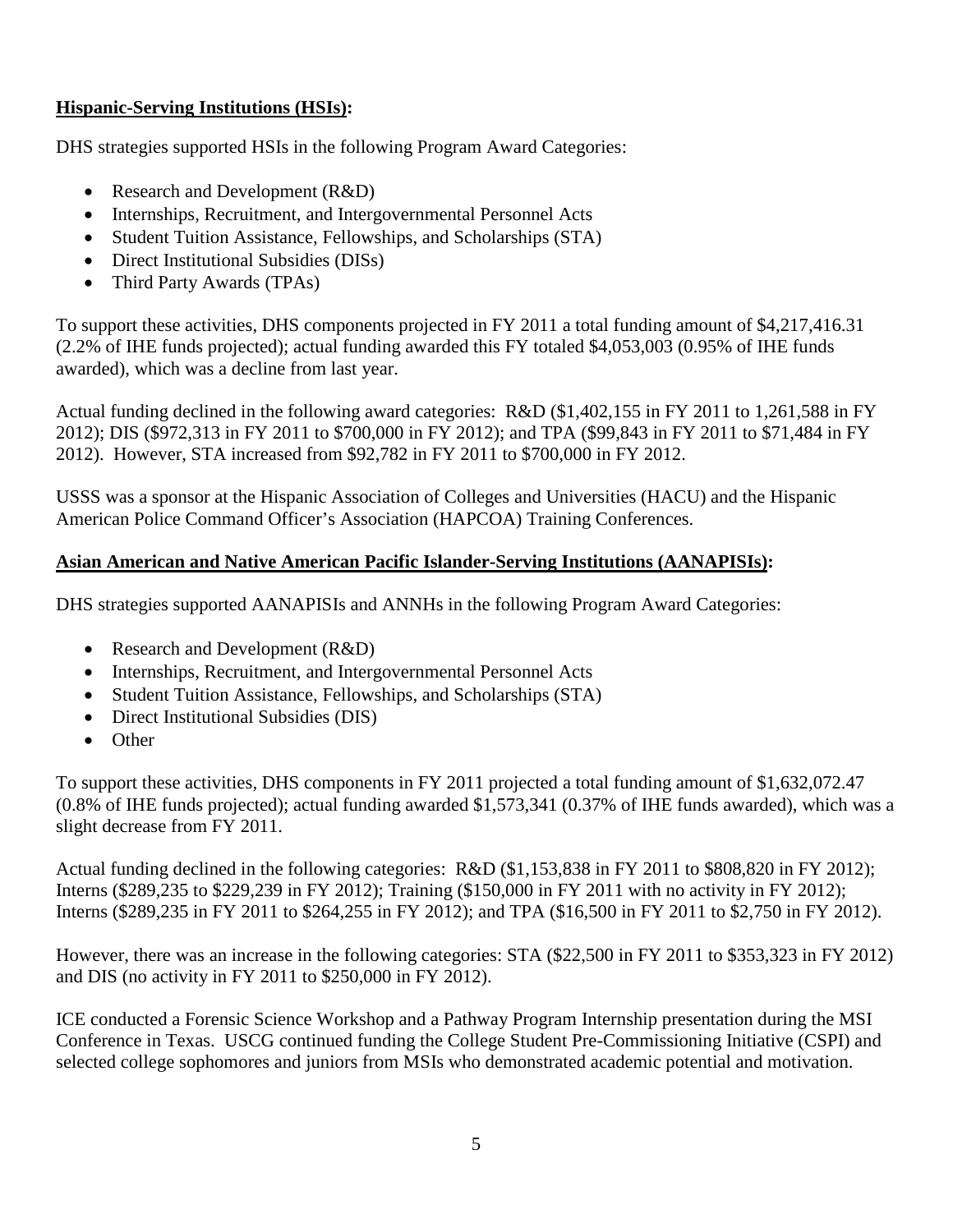**Hispanic-Serving Institutions (HSIs):**

DHS strategies supported HSIs in the following Program Award Categories:

- Research and Development (R&D)
- Internships, Recruitment, and Intergovernmental Personnel Acts
- Student Tuition Assistance, Fellowships, and Scholarships (STA)
- Direct Institutional Subsidies (DISs)
- Third Party Awards (TPAs)

To support these activities, DHS components projected in FY 2011 a total funding amount of $4,217,416.31 (2.2% of IHE funds projected); actual funding awarded this FY totaled $4,053,003 (0.95% of IHE funds awarded), which was a decline from last year.

Actual funding declined in the following award categories: R&D ($1,402,155 in FY 2011 to 1,261,588 in FY 2012); DIS ($972,313 in FY 2011 to $700,000 in FY 2012); and TPA ($99,843 in FY 2011 to $71,484 in FY 2012). However, STA increased from $92,782 in FY 2011 to $700,000 in FY 2012.

USSS was a sponsor at the Hispanic Association of Colleges and Universities (HACU) and the Hispanic American Police Command Officer's Association (HAPCOA) Training Conferences.

**Asian American and Native American Pacific Islander-Serving Institutions (AANAPISIs):**

DHS strategies supported AANAPISIs and ANNHs in the following Program Award Categories:

- Research and Development (R&D)
- Internships, Recruitment, and Intergovernmental Personnel Acts
- Student Tuition Assistance, Fellowships, and Scholarships (STA)
- Direct Institutional Subsidies (DIS)
- Other

To support these activities, DHS components in FY 2011 projected a total funding amount of $1,632,072.47 (0.8% of IHE funds projected); actual funding awarded $1,573,341 (0.37% of IHE funds awarded), which was a slight decrease from FY 2011.

Actual funding declined in the following categories: R&D ($1,153,838 in FY 2011 to $808,820 in FY 2012); Interns ($289,235 to $229,239 in FY 2012); Training ($150,000 in FY 2011 with no activity in FY 2012); Interns ($289,235 in FY 2011 to $264,255 in FY 2012); and TPA ($16,500 in FY 2011 to $2,750 in FY 2012).

However, there was an increase in the following categories: STA ($22,500 in FY 2011 to $353,323 in FY 2012) and DIS (no activity in FY 2011 to $250,000 in FY 2012).

ICE conducted a Forensic Science Workshop and a Pathway Program Internship presentation during the MSI Conference in Texas. USCG continued funding the College Student Pre-Commissioning Initiative (CSPI) and selected college sophomores and juniors from MSIs who demonstrated academic potential and motivation.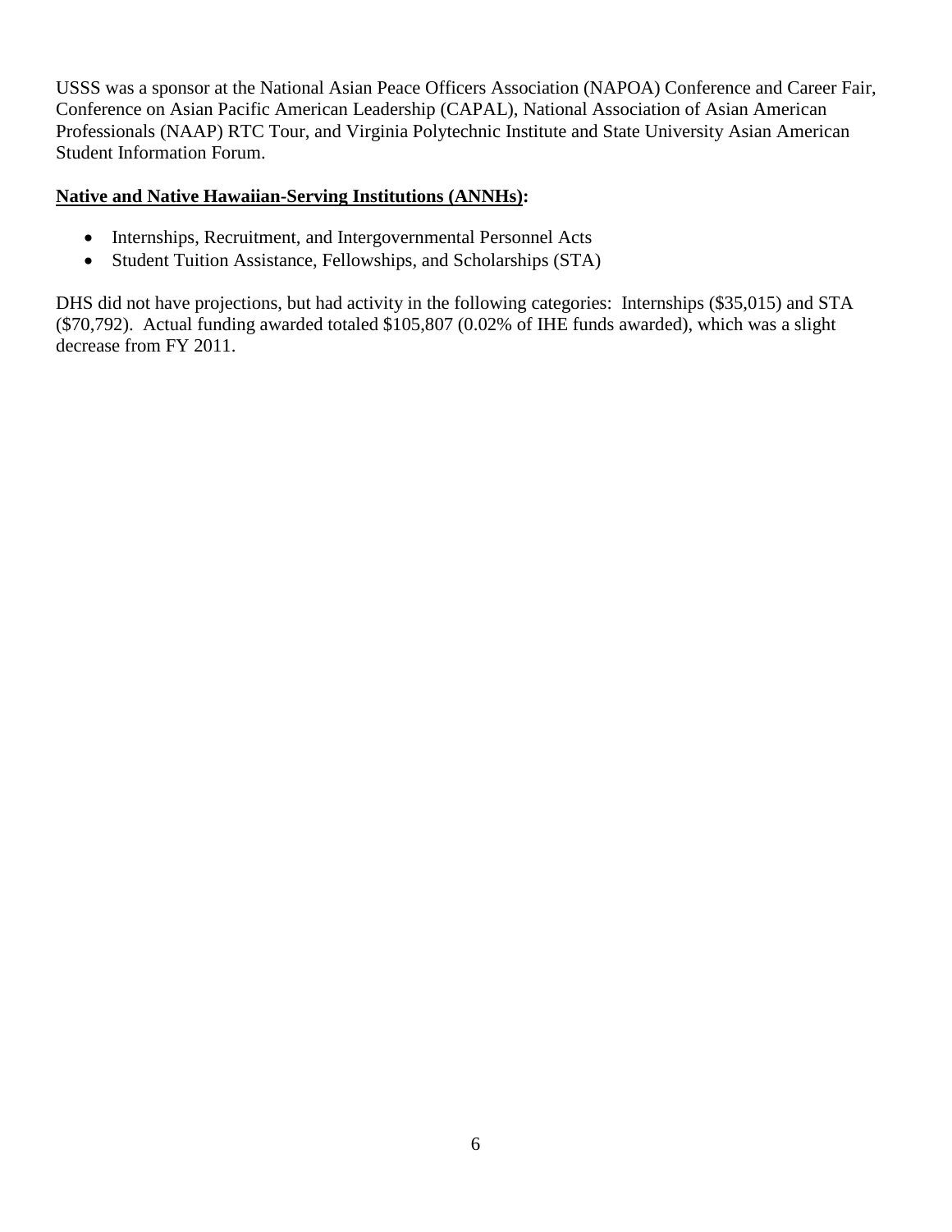USSS was a sponsor at the National Asian Peace Officers Association (NAPOA) Conference and Career Fair, Conference on Asian Pacific American Leadership (CAPAL), National Association of Asian American Professionals (NAAP) RTC Tour, and Virginia Polytechnic Institute and State University Asian American Student Information Forum.

**Native and Native Hawaiian-Serving Institutions (ANNHs):**

- Internships, Recruitment, and Intergovernmental Personnel Acts
- Student Tuition Assistance, Fellowships, and Scholarships (STA)

DHS did not have projections, but had activity in the following categories: Internships ($35,015) and STA ($70,792). Actual funding awarded totaled $105,807 (0.02% of IHE funds awarded), which was a slight decrease from FY 2011.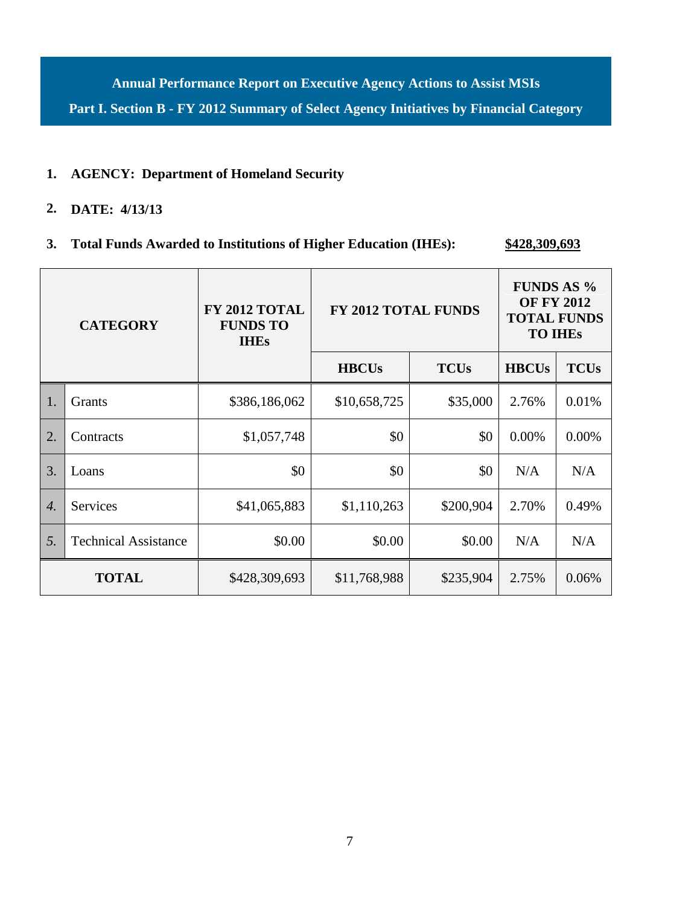**Annual Performance Report on Executive Agency Actions to Assist MSIs**

**Part I. Section B - FY 2012 Summary of Select Agency Initiatives by Financial Category**

1. **AGENCY: Department of Homeland Security**
2. **DATE: 4/13/13**
3. **Total Funds Awarded to Institutions of Higher Education (IHEs): $428,309,693**

| CATEGORY | | FY 2012 TOTAL FUNDS TO IHEs | FY 2012 TOTAL FUNDS | | FUNDS AS % OF FY 2012 TOTAL FUNDS TO IHEs | |
|---|---|---|---|---|---|---|
| | | | HBCUs | TCUs | HBCUs | TCUs |
| 1. | Grants | $386,186,062 | $10,658,725 | $35,000 | 2.76% | 0.01% |
| 2. | Contracts | $1,057,748 | $0 | $0 | 0.00% | 0.00% |
| 3. | Loans | $0 | $0 | $0 | N/A | N/A |
| *4.* | Services | $41,065,883 | $1,110,263 | $200,904 | 2.70% | 0.49% |
| *5.* | Technical Assistance | $0.00 | $0.00 | $0.00 | N/A | N/A |
| **TOTAL** | | $428,309,693 | $11,768,988 | $235,904 | 2.75% | 0.06% |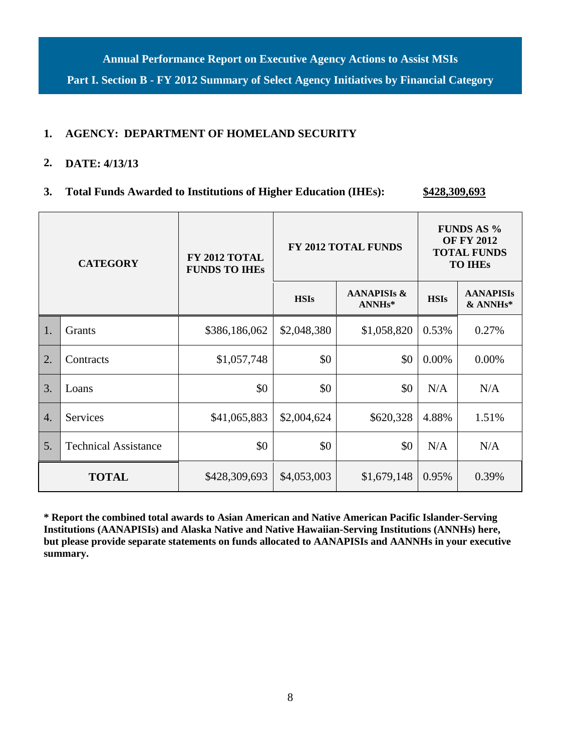**Annual Performance Report on Executive Agency Actions to Assist MSIs**

**Part I. Section B - FY 2012 Summary of Select Agency Initiatives by Financial Category**

1. **AGENCY: DEPARTMENT OF HOMELAND SECURITY**

2. **DATE: 4/13/13**

3. **Total Funds Awarded to Institutions of Higher Education (IHEs): $428,309,693**

| CATEGORY | | FY 2012 TOTAL FUNDS TO IHEs | FY 2012 TOTAL FUNDS | | FUNDS AS % OF FY 2012 TOTAL FUNDS TO IHEs | |
|---|---|---|---|---|---|---|
| | | | HSIs | AANAPISIs & ANNHs* | HSIs | AANAPISIs & ANNHs* |
| 1. | Grants | $386,186,062 | $2,048,380 | $1,058,820 | 0.53% | 0.27% |
| 2. | Contracts | $1,057,748 | $0 | $0 | 0.00% | 0.00% |
| 3. | Loans | $0 | $0 | $0 | N/A | N/A |
| 4. | Services | $41,065,883 | $2,004,624 | $620,328 | 4.88% | 1.51% |
| 5. | Technical Assistance | $0 | $0 | $0 | N/A | N/A |
| **TOTAL** | | $428,309,693 | $4,053,003 | $1,679,148 | 0.95% | 0.39% |

**\* Report the combined total awards to Asian American and Native American Pacific Islander-Serving Institutions (AANAPISIs) and Alaska Native and Native Hawaiian-Serving Institutions (ANNHs) here, but please provide separate statements on funds allocated to AANAPISIs and AANNHs in your executive summary.**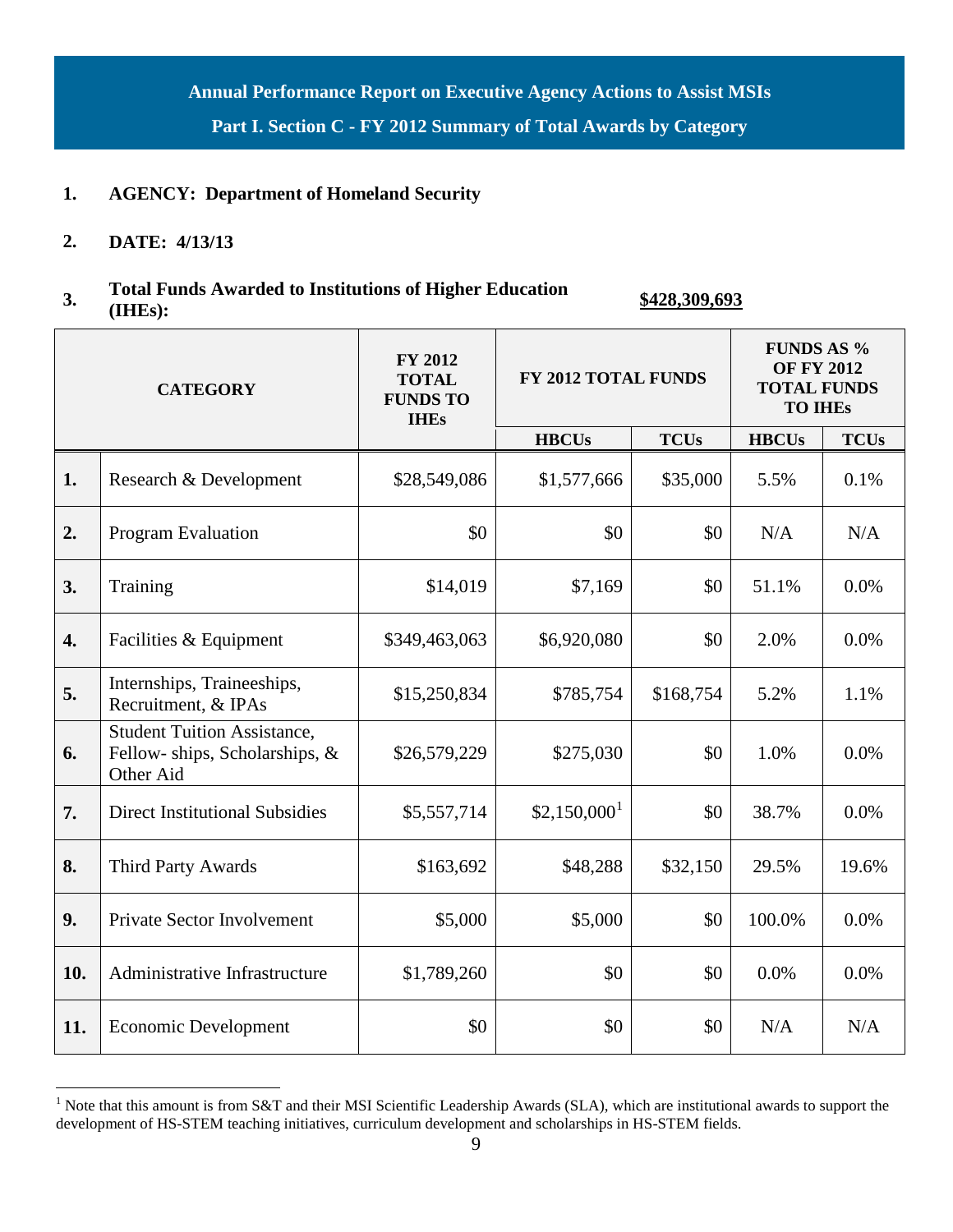## Annual Performance Report on Executive Agency Actions to Assist MSIs

### Part I. Section C - FY 2012 Summary of Total Awards by Category

1. **AGENCY: Department of Homeland Security**

2. **DATE: 4/13/13**

3. **Total Funds Awarded to Institutions of Higher Education (IHEs):** **$428,309,693**

| | CATEGORY | FY 2012 TOTAL FUNDS TO IHEs | FY 2012 TOTAL FUNDS | | FUNDS AS % OF FY 2012 TOTAL FUNDS TO IHEs | |
|---|---|---|---|---|---|---|
| | | | HBCUs | TCUs | HBCUs | TCUs |
| **1.** | Research & Development | $28,549,086 | $1,577,666 | $35,000 | 5.5% | 0.1% |
| **2.** | Program Evaluation | $0 | $0 | $0 | N/A | N/A |
| **3.** | Training | $14,019 | $7,169 | $0 | 51.1% | 0.0% |
| **4.** | Facilities & Equipment | $349,463,063 | $6,920,080 | $0 | 2.0% | 0.0% |
| **5.** | Internships, Traineeships, Recruitment, & IPAs | $15,250,834 | $785,754 | $168,754 | 5.2% | 1.1% |
| **6.** | Student Tuition Assistance, Fellow- ships, Scholarships, & Other Aid | $26,579,229 | $275,030 | $0 | 1.0% | 0.0% |
| **7.** | Direct Institutional Subsidies | $5,557,714 | $2,150,000[1] | $0 | 38.7% | 0.0% |
| **8.** | Third Party Awards | $163,692 | $48,288 | $32,150 | 29.5% | 19.6% |
| **9.** | Private Sector Involvement | $5,000 | $5,000 | $0 | 100.0% | 0.0% |
| **10.** | Administrative Infrastructure | $1,789,260 | $0 | $0 | 0.0% | 0.0% |
| **11.** | Economic Development | $0 | $0 | $0 | N/A | N/A |

[1] Note that this amount is from S&T and their MSI Scientific Leadership Awards (SLA), which are institutional awards to support the development of HS-STEM teaching initiatives, curriculum development and scholarships in HS-STEM fields.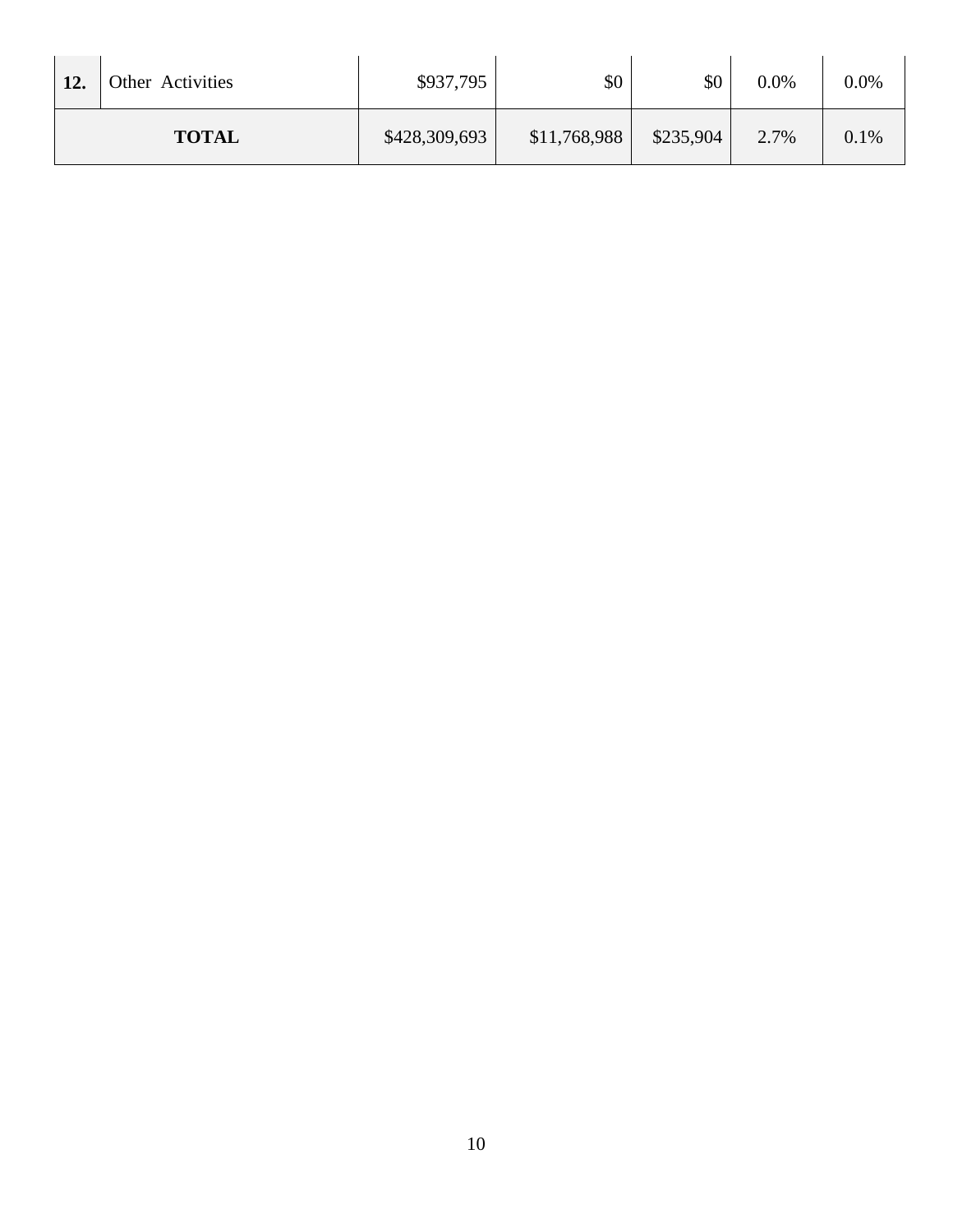| | | | | | | |
|---|---|---|---|---|---|---|
| **12.** | Other Activities | $937,795 | $0 | $0 | 0.0% | 0.0% |
| **TOTAL** | | $428,309,693 | $11,768,988 | $235,904 | 2.7% | 0.1% |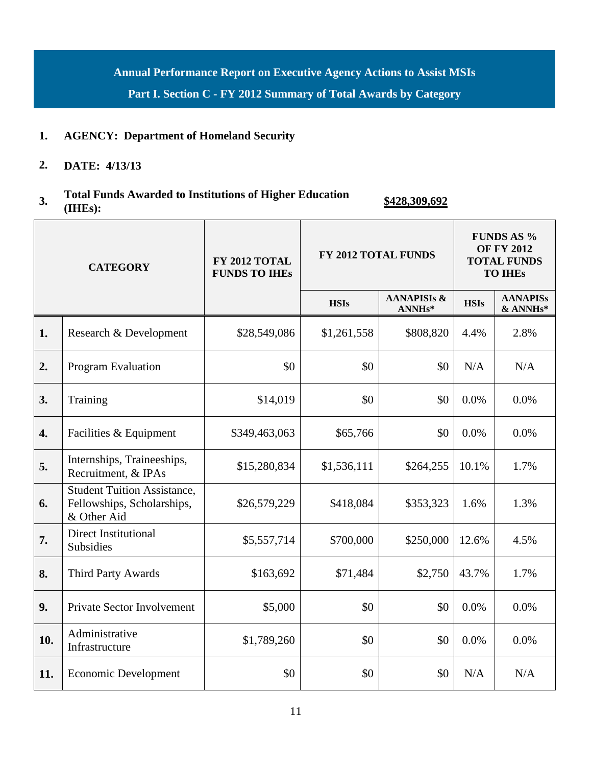## Annual Performance Report on Executive Agency Actions to Assist MSIs

## Part I. Section C - FY 2012 Summary of Total Awards by Category

1. **AGENCY: Department of Homeland Security**

2. **DATE: 4/13/13**

3. **Total Funds Awarded to Institutions of Higher Education (IHEs):** **$428,309,692**

| | CATEGORY | FY 2012 TOTAL FUNDS TO IHEs | FY 2012 TOTAL FUNDS | | FUNDS AS % OF FY 2012 TOTAL FUNDS TO IHEs | |
|---|---|---|---|---|---|---|
| | | | HSIs | AANAPISIs & ANNHs* | HSIs | AANAPISs & ANNHs* |
| **1.** | Research & Development | $28,549,086 | $1,261,558 | $808,820 | 4.4% | 2.8% |
| **2.** | Program Evaluation | $0 | $0 | $0 | N/A | N/A |
| **3.** | Training | $14,019 | $0 | $0 | 0.0% | 0.0% |
| **4.** | Facilities & Equipment | $349,463,063 | $65,766 | $0 | 0.0% | 0.0% |
| **5.** | Internships, Traineeships, Recruitment, & IPAs | $15,280,834 | $1,536,111 | $264,255 | 10.1% | 1.7% |
| **6.** | Student Tuition Assistance, Fellowships, Scholarships, & Other Aid | $26,579,229 | $418,084 | $353,323 | 1.6% | 1.3% |
| **7.** | Direct Institutional Subsidies | $5,557,714 | $700,000 | $250,000 | 12.6% | 4.5% |
| **8.** | Third Party Awards | $163,692 | $71,484 | $2,750 | 43.7% | 1.7% |
| **9.** | Private Sector Involvement | $5,000 | $0 | $0 | 0.0% | 0.0% |
| **10.** | Administrative Infrastructure | $1,789,260 | $0 | $0 | 0.0% | 0.0% |
| **11.** | Economic Development | $0 | $0 | $0 | N/A | N/A |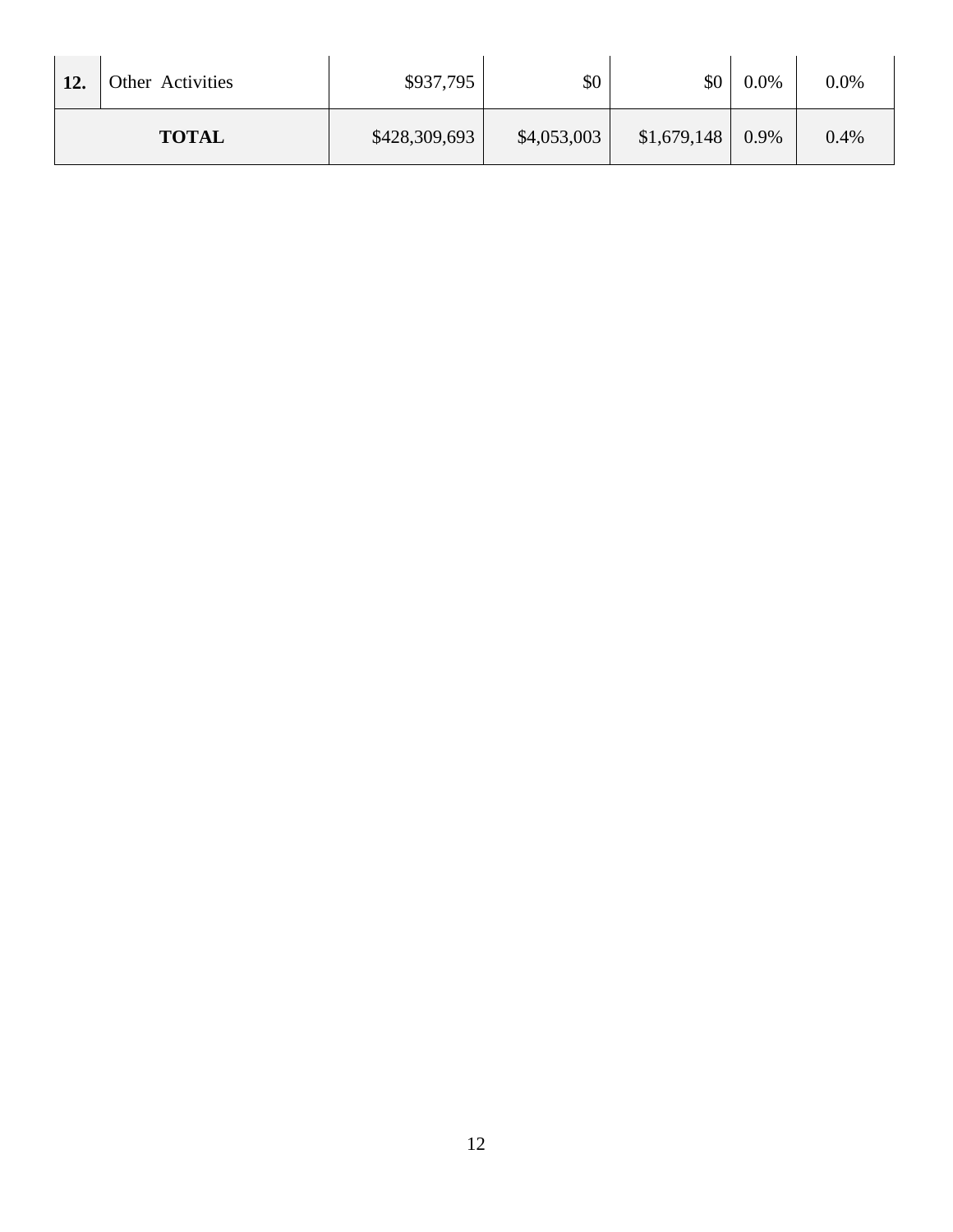| | | | | | | |
|---|---|---|---|---|---|---|
| **12.** | Other Activities | $937,795 | $0 | $0 | 0.0% | 0.0% |
| **TOTAL** | | $428,309,693 | $4,053,003 | $1,679,148 | 0.9% | 0.4% |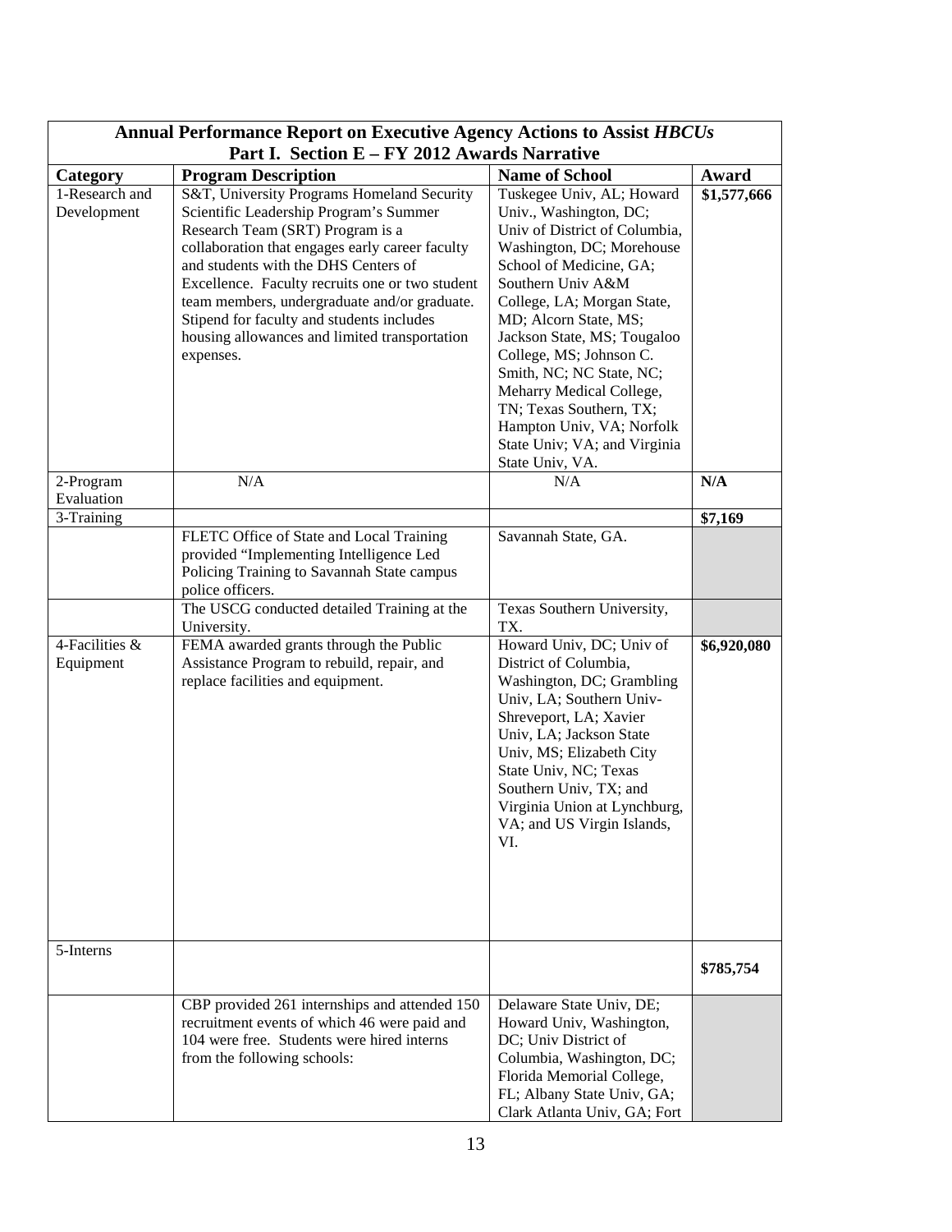| **Annual Performance Report on Executive Agency Actions to Assist *HBCUs*** | | | |
|---|---|---|---|
| **Part I. Section E – FY 2012 Awards Narrative** | | | |
| **Category** | **Program Description** | **Name of School** | **Award** |
| 1-Research and Development | S&T, University Programs Homeland Security Scientific Leadership Program's Summer Research Team (SRT) Program is a collaboration that engages early career faculty and students with the DHS Centers of Excellence. Faculty recruits one or two student team members, undergraduate and/or graduate. Stipend for faculty and students includes housing allowances and limited transportation expenses. | Tuskegee Univ, AL; Howard Univ., Washington, DC; Univ of District of Columbia, Washington, DC; Morehouse School of Medicine, GA; Southern Univ A&M College, LA; Morgan State, MD; Alcorn State, MS; Jackson State, MS; Tougaloo College, MS; Johnson C. Smith, NC; NC State, NC; Meharry Medical College, TN; Texas Southern, TX; Hampton Univ, VA; Norfolk State Univ; VA; and Virginia State Univ, VA. | **$1,577,666** |
| 2-Program Evaluation | N/A | N/A | **N/A** |
| 3-Training | | | **$7,169** |
| | FLETC Office of State and Local Training provided "Implementing Intelligence Led Policing Training to Savannah State campus police officers. | Savannah State, GA. | |
| | The USCG conducted detailed Training at the University. | Texas Southern University, TX. | |
| 4-Facilities & Equipment | FEMA awarded grants through the Public Assistance Program to rebuild, repair, and replace facilities and equipment. | Howard Univ, DC; Univ of District of Columbia, Washington, DC; Grambling Univ, LA; Southern Univ-Shreveport, LA; Xavier Univ, LA; Jackson State Univ, MS; Elizabeth City State Univ, NC; Texas Southern Univ, TX; and Virginia Union at Lynchburg, VA; and US Virgin Islands, VI. | **$6,920,080** |
| 5-Interns | | | **$785,754** |
| | CBP provided 261 internships and attended 150 recruitment events of which 46 were paid and 104 were free. Students were hired interns from the following schools: | Delaware State Univ, DE; Howard Univ, Washington, DC; Univ District of Columbia, Washington, DC; Florida Memorial College, FL; Albany State Univ, GA; Clark Atlanta Univ, GA; Fort | |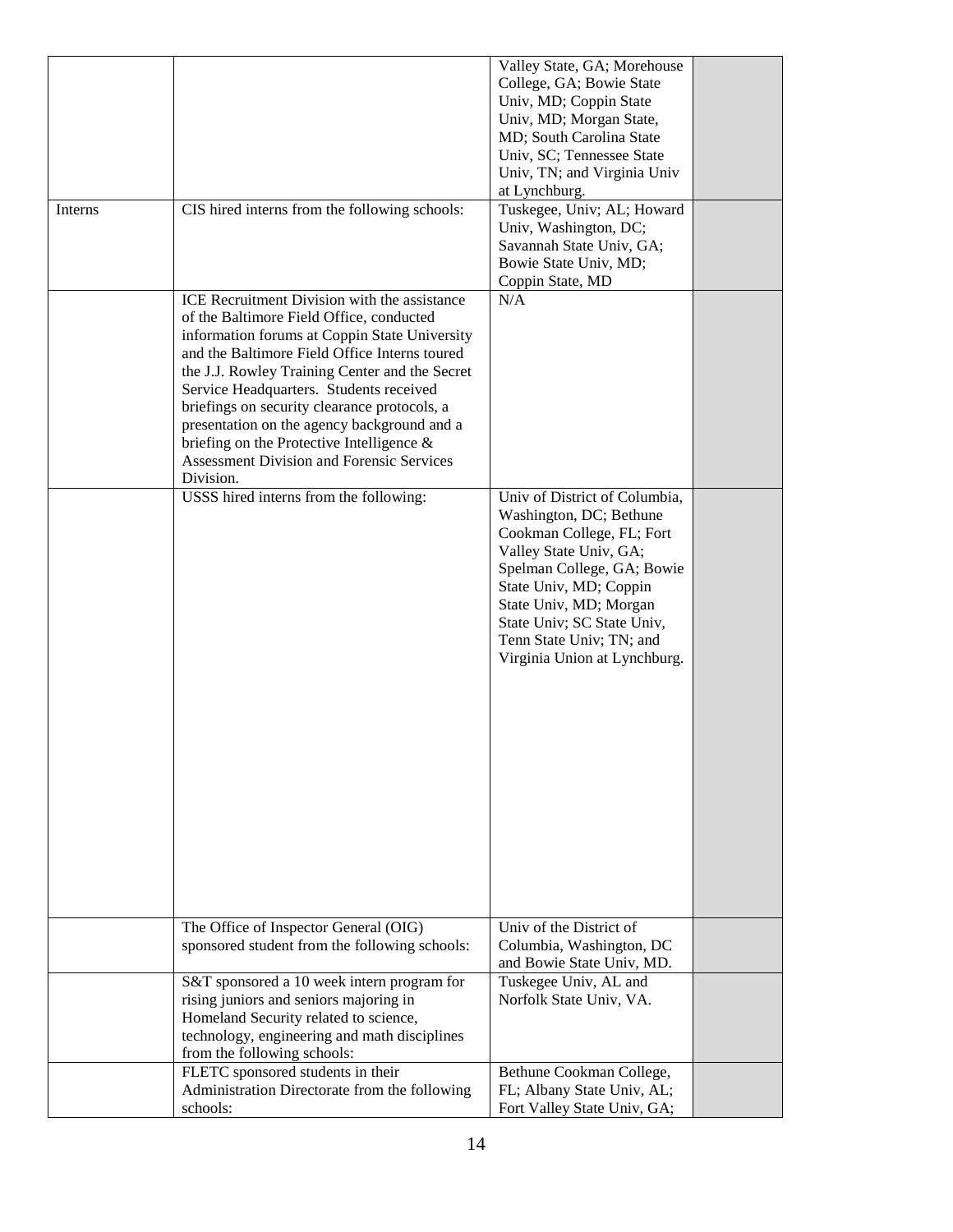| | | | |
|---|---|---|---|
| | | Valley State, GA; Morehouse College, GA; Bowie State Univ, MD; Coppin State Univ, MD; Morgan State, MD; South Carolina State Univ, SC; Tennessee State Univ, TN; and Virginia Univ at Lynchburg. | |
| Interns | CIS hired interns from the following schools: | Tuskegee, Univ; AL; Howard Univ, Washington, DC; Savannah State Univ, GA; Bowie State Univ, MD; Coppin State, MD | |
| | ICE Recruitment Division with the assistance of the Baltimore Field Office, conducted information forums at Coppin State University and the Baltimore Field Office Interns toured the J.J. Rowley Training Center and the Secret Service Headquarters. Students received briefings on security clearance protocols, a presentation on the agency background and a briefing on the Protective Intelligence & Assessment Division and Forensic Services Division. | N/A | |
| | USSS hired interns from the following: | Univ of District of Columbia, Washington, DC; Bethune Cookman College, FL; Fort Valley State Univ, GA; Spelman College, GA; Bowie State Univ, MD; Coppin State Univ, MD; Morgan State Univ; SC State Univ, Tenn State Univ; TN; and Virginia Union at Lynchburg. | |
| | The Office of Inspector General (OIG) sponsored student from the following schools: | Univ of the District of Columbia, Washington, DC and Bowie State Univ, MD. | |
| | S&T sponsored a 10 week intern program for rising juniors and seniors majoring in Homeland Security related to science, technology, engineering and math disciplines from the following schools: | Tuskegee Univ, AL and Norfolk State Univ, VA. | |
| | FLETC sponsored students in their Administration Directorate from the following schools: | Bethune Cookman College, FL; Albany State Univ, AL; Fort Valley State Univ, GA; | |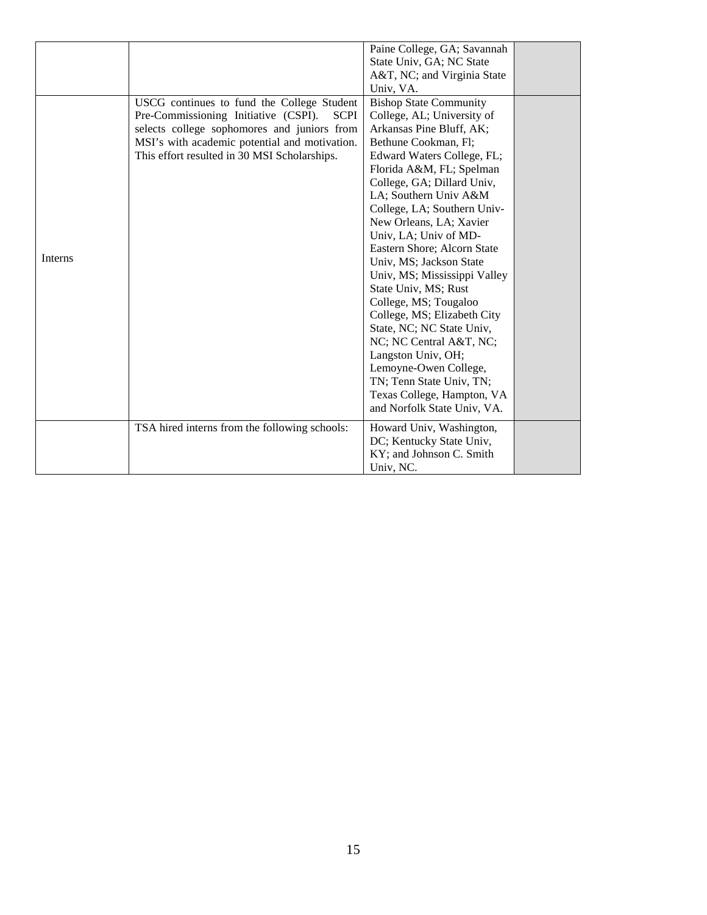| | | | |
|---|---|---|---|
| | | Paine College, GA; Savannah State Univ, GA; NC State A&T, NC; and Virginia State Univ, VA. | |
| Interns | USCG continues to fund the College Student Pre-Commissioning Initiative (CSPI). SCPI selects college sophomores and juniors from MSI's with academic potential and motivation. This effort resulted in 30 MSI Scholarships. | Bishop State Community College, AL; University of Arkansas Pine Bluff, AK; Bethune Cookman, Fl; Edward Waters College, FL; Florida A&M, FL; Spelman College, GA; Dillard Univ, LA; Southern Univ A&M College, LA; Southern Univ-New Orleans, LA; Xavier Univ, LA; Univ of MD-Eastern Shore; Alcorn State Univ, MS; Jackson State Univ, MS; Mississippi Valley State Univ, MS; Rust College, MS; Tougaloo College, MS; Elizabeth City State, NC; NC State Univ, NC; NC Central A&T, NC; Langston Univ, OH; Lemoyne-Owen College, TN; Tenn State Univ, TN; Texas College, Hampton, VA and Norfolk State Univ, VA. | |
| | TSA hired interns from the following schools: | Howard Univ, Washington, DC; Kentucky State Univ, KY; and Johnson C. Smith Univ, NC. | |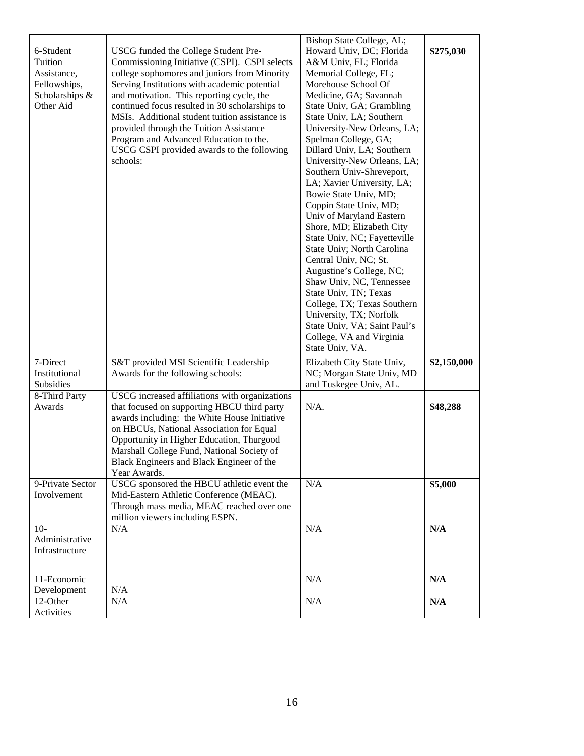| 6-Student Tuition Assistance, Fellowships, Scholarships & Other Aid | USCG funded the College Student Pre-Commissioning Initiative (CSPI). CSPI selects college sophomores and juniors from Minority Serving Institutions with academic potential and motivation. This reporting cycle, the continued focus resulted in 30 scholarships to MSIs. Additional student tuition assistance is provided through the Tuition Assistance Program and Advanced Education to the. USCG CSPI provided awards to the following schools: | Bishop State College, AL; Howard Univ, DC; Florida A&M Univ, FL; Florida Memorial College, FL; Morehouse School Of Medicine, GA; Savannah State Univ, GA; Grambling State Univ, LA; Southern University-New Orleans, LA; Spelman College, GA; Dillard Univ, LA; Southern University-New Orleans, LA; Southern Univ-Shreveport, LA; Xavier University, LA; Bowie State Univ, MD; Coppin State Univ, MD; Univ of Maryland Eastern Shore, MD; Elizabeth City State Univ, NC; Fayetteville State Univ; North Carolina Central Univ, NC; St. Augustine's College, NC; Shaw Univ, NC, Tennessee State Univ, TN; Texas College, TX; Texas Southern University, TX; Norfolk State Univ, VA; Saint Paul's College, VA and Virginia State Univ, VA. | **$275,030** |
|---|---|---|---|
| 7-Direct Institutional Subsidies | S&T provided MSI Scientific Leadership Awards for the following schools: | Elizabeth City State Univ, NC; Morgan State Univ, MD and Tuskegee Univ, AL. | **$2,150,000** |
| 8-Third Party Awards | USCG increased affiliations with organizations that focused on supporting HBCU third party awards including: the White House Initiative on HBCUs, National Association for Equal Opportunity in Higher Education, Thurgood Marshall College Fund, National Society of Black Engineers and Black Engineer of the Year Awards. | N/A. | **$48,288** |
| 9-Private Sector Involvement | USCG sponsored the HBCU athletic event the Mid-Eastern Athletic Conference (MEAC). Through mass media, MEAC reached over one million viewers including ESPN. | N/A | **$5,000** |
| 10-Administrative Infrastructure | N/A | N/A | **N/A** |
| 11-Economic Development | N/A | N/A | **N/A** |
| 12-Other Activities | N/A | N/A | **N/A** |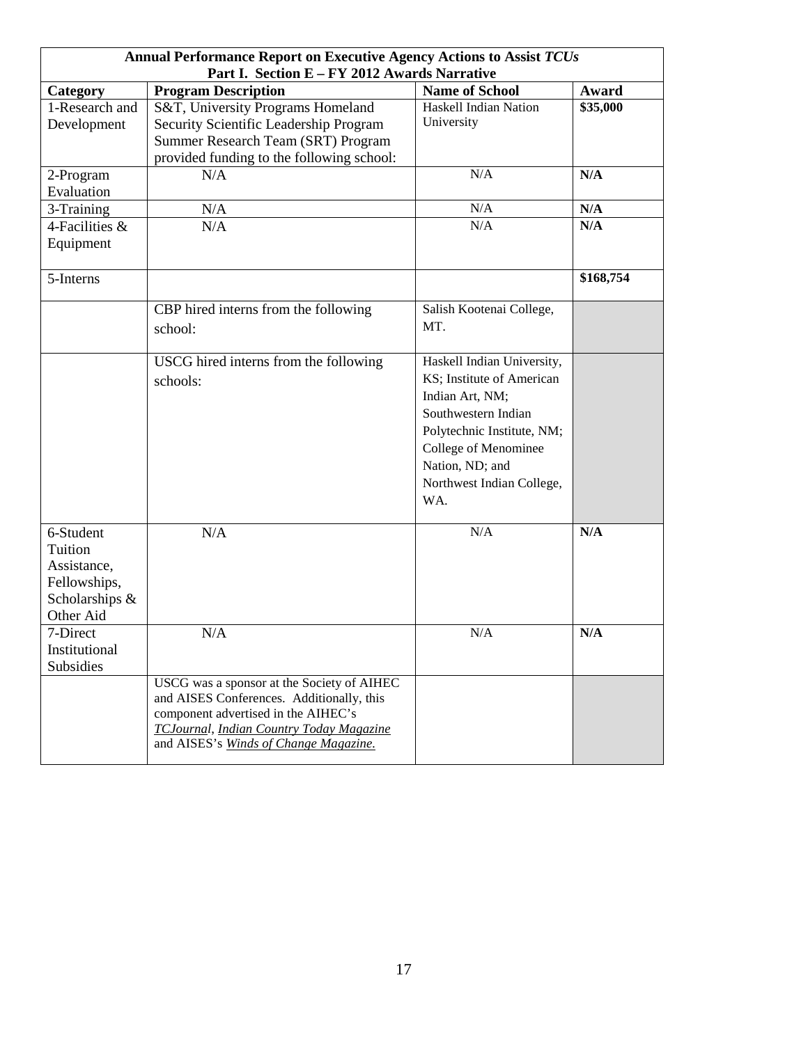| Annual Performance Report on Executive Agency Actions to Assist *TCUs* Part I. Section E – FY 2012 Awards Narrative | | | |
|---|---|---|---|
| **Category** | **Program Description** | **Name of School** | **Award** |
| 1-Research and Development | S&T, University Programs Homeland Security Scientific Leadership Program Summer Research Team (SRT) Program provided funding to the following school: | Haskell Indian Nation University | **$35,000** |
| 2-Program Evaluation | N/A | N/A | **N/A** |
| 3-Training | N/A | N/A | **N/A** |
| 4-Facilities & Equipment | N/A | N/A | **N/A** |
| 5-Interns | | | **$168,754** |
| | CBP hired interns from the following school: | Salish Kootenai College, MT. | |
| | USCG hired interns from the following schools: | Haskell Indian University, KS; Institute of American Indian Art, NM; Southwestern Indian Polytechnic Institute, NM; College of Menominee Nation, ND; and Northwest Indian College, WA. | |
| 6-Student Tuition Assistance, Fellowships, Scholarships & Other Aid | N/A | N/A | **N/A** |
| 7-Direct Institutional Subsidies | N/A | N/A | **N/A** |
| | USCG was a sponsor at the Society of AIHEC and AISES Conferences. Additionally, this component advertised in the AIHEC's *TCJournal*, *Indian Country Today Magazine* and AISES's *Winds of Change Magazine.* | | |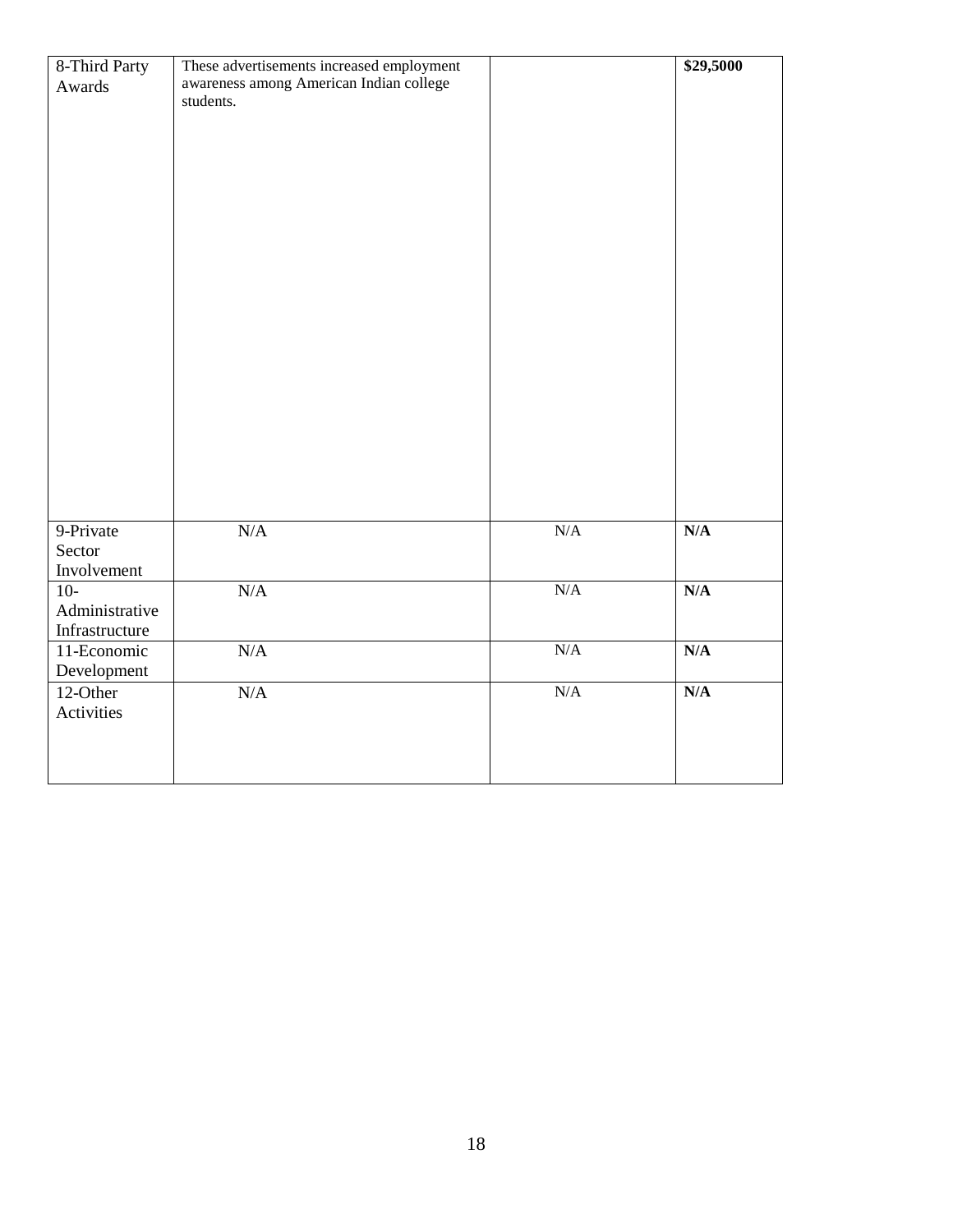| 8-Third Party Awards | These advertisements increased employment awareness among American Indian college students. | | **$29,5000** |
|---|---|---|---|
| 9-Private Sector Involvement | N/A | N/A | **N/A** |
| 10-Administrative Infrastructure | N/A | N/A | **N/A** |
| 11-Economic Development | N/A | N/A | **N/A** |
| 12-Other Activities | N/A | N/A | **N/A** |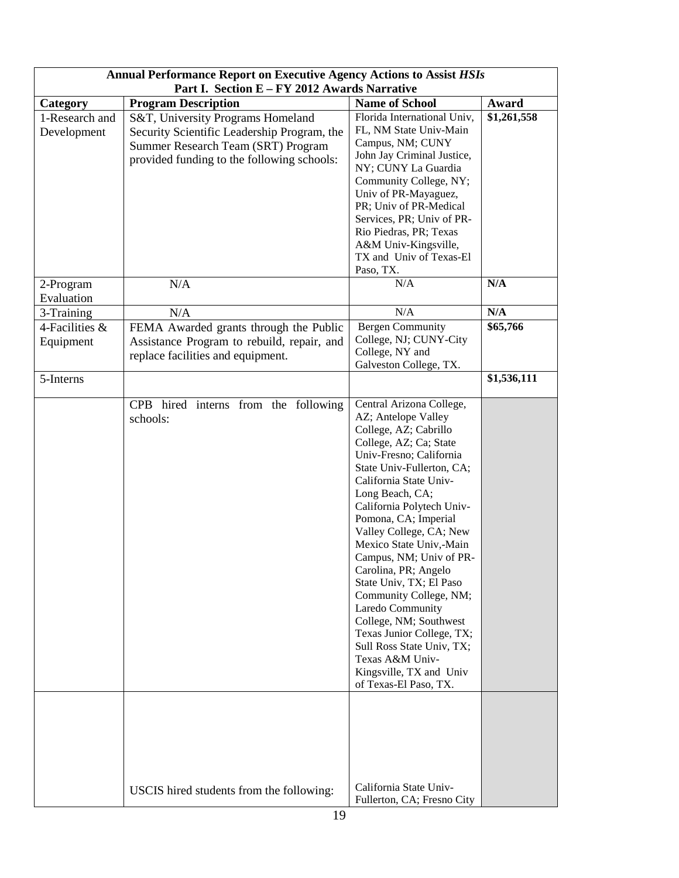| Annual Performance Report on Executive Agency Actions to Assist *HSIs* Part I. Section E – FY 2012 Awards Narrative | | | |
|---|---|---|---|
| **Category** | **Program Description** | **Name of School** | **Award** |
| 1-Research and Development | S&T, University Programs Homeland Security Scientific Leadership Program, the Summer Research Team (SRT) Program provided funding to the following schools: | Florida International Univ, FL, NM State Univ-Main Campus, NM; CUNY John Jay Criminal Justice, NY; CUNY La Guardia Community College, NY; Univ of PR-Mayaguez, PR; Univ of PR-Medical Services, PR; Univ of PR-Rio Piedras, PR; Texas A&M Univ-Kingsville, TX and Univ of Texas-El Paso, TX. | **$1,261,558** |
| 2-Program Evaluation | N/A | N/A | **N/A** |
| 3-Training | N/A | N/A | **N/A** |
| 4-Facilities & Equipment | FEMA Awarded grants through the Public Assistance Program to rebuild, repair, and replace facilities and equipment. | Bergen Community College, NJ; CUNY-City College, NY and Galveston College, TX. | **$65,766** |
| 5-Interns | | | **$1,536,111** |
| | CPB hired interns from the following schools: | Central Arizona College, AZ; Antelope Valley College, AZ; Cabrillo College, AZ; Ca; State Univ-Fresno; California State Univ-Fullerton, CA; California State Univ-Long Beach, CA; California Polytech Univ-Pomona, CA; Imperial Valley College, CA; New Mexico State Univ,-Main Campus, NM; Univ of PR-Carolina, PR; Angelo State Univ, TX; El Paso Community College, NM; Laredo Community College, NM; Southwest Texas Junior College, TX; Sull Ross State Univ, TX; Texas A&M Univ-Kingsville, TX and Univ of Texas-El Paso, TX. | |
| | USCIS hired students from the following: | California State Univ-Fullerton, CA; Fresno City | |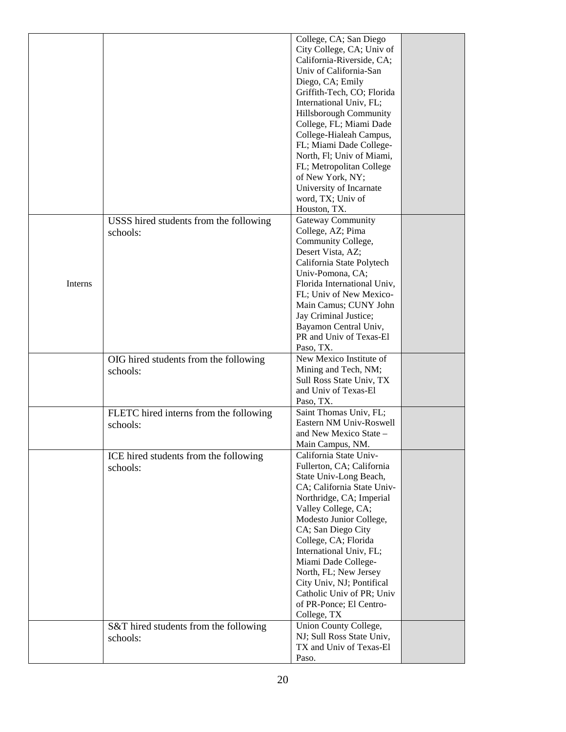| | | | |
|---|---|---|---|
| | | College, CA; San Diego City College, CA; Univ of California-Riverside, CA; Univ of California-San Diego, CA; Emily Griffith-Tech, CO; Florida International Univ, FL; Hillsborough Community College, FL; Miami Dade College-Hialeah Campus, FL; Miami Dade College-North, Fl; Univ of Miami, FL; Metropolitan College of New York, NY; University of Incarnate word, TX; Univ of Houston, TX. | |
| Interns | USSS hired students from the following schools: | Gateway Community College, AZ; Pima Community College, Desert Vista, AZ; California State Polytech Univ-Pomona, CA; Florida International Univ, FL; Univ of New Mexico-Main Camus; CUNY John Jay Criminal Justice; Bayamon Central Univ, PR and Univ of Texas-El Paso, TX. | |
| | OIG hired students from the following schools: | New Mexico Institute of Mining and Tech, NM; Sull Ross State Univ, TX and Univ of Texas-El Paso, TX. | |
| | FLETC hired interns from the following schools: | Saint Thomas Univ, FL; Eastern NM Univ-Roswell and New Mexico State – Main Campus, NM. | |
| | ICE hired students from the following schools: | California State Univ-Fullerton, CA; California State Univ-Long Beach, CA; California State Univ-Northridge, CA; Imperial Valley College, CA; Modesto Junior College, CA; San Diego City College, CA; Florida International Univ, FL; Miami Dade College-North, FL; New Jersey City Univ, NJ; Pontifical Catholic Univ of PR; Univ of PR-Ponce; El Centro-College, TX | |
| | S&T hired students from the following schools: | Union County College, NJ; Sull Ross State Univ, TX and Univ of Texas-El Paso. | |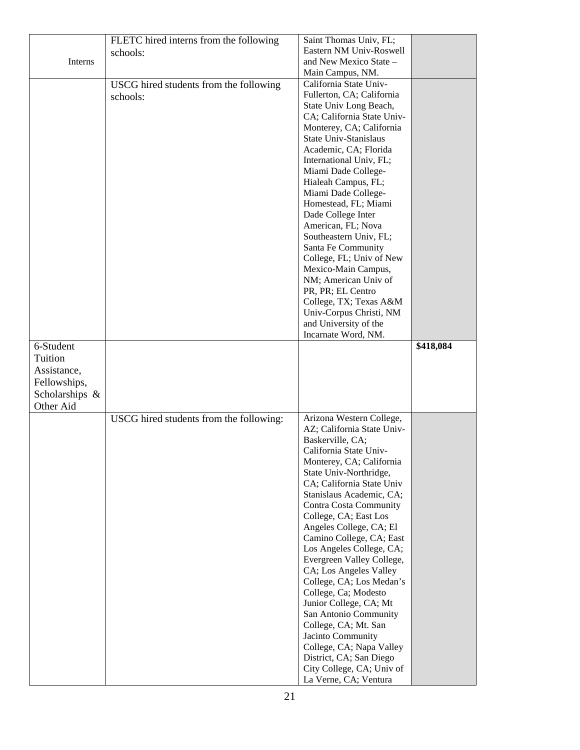| | | | |
|---|---|---|---|
| Interns | FLETC hired interns from the following schools: | Saint Thomas Univ, FL; Eastern NM Univ-Roswell and New Mexico State – Main Campus, NM. | |
| | USCG hired students from the following schools: | California State Univ-Fullerton, CA; California State Univ Long Beach, CA; California State Univ-Monterey, CA; California State Univ-Stanislaus Academic, CA; Florida International Univ, FL; Miami Dade College-Hialeah Campus, FL; Miami Dade College-Homestead, FL; Miami Dade College Inter American, FL; Nova Southeastern Univ, FL; Santa Fe Community College, FL; Univ of New Mexico-Main Campus, NM; American Univ of PR, PR; EL Centro College, TX; Texas A&M Univ-Corpus Christi, NM and University of the Incarnate Word, NM. | |
| 6-Student Tuition Assistance, Fellowships, Scholarships & Other Aid | | | **$418,084** |
| | USCG hired students from the following: | Arizona Western College, AZ; California State Univ-Baskerville, CA; California State Univ-Monterey, CA; California State Univ-Northridge, CA; California State Univ Stanislaus Academic, CA; Contra Costa Community College, CA; East Los Angeles College, CA; El Camino College, CA; East Los Angeles College, CA; Evergreen Valley College, CA; Los Angeles Valley College, CA; Los Medan's College, Ca; Modesto Junior College, CA; Mt San Antonio Community College, CA; Mt. San Jacinto Community College, CA; Napa Valley District, CA; San Diego City College, CA; Univ of La Verne, CA; Ventura | |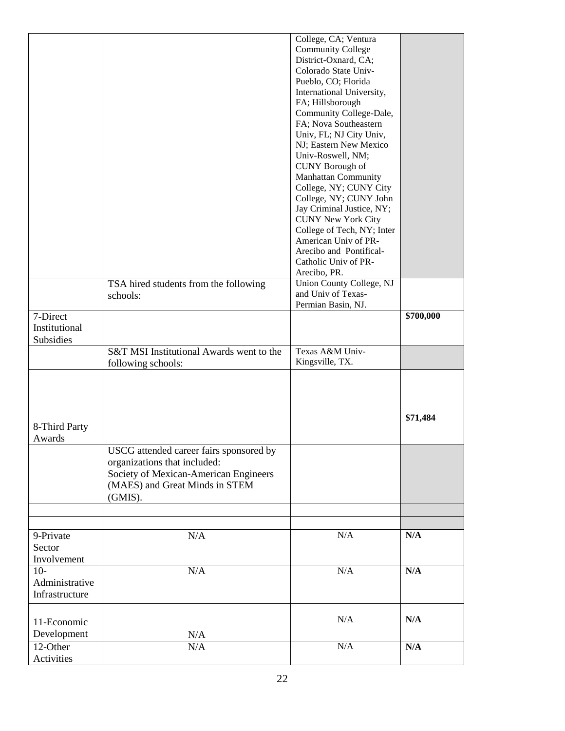| | | | |
|---|---|---|---|
| | | College, CA; Ventura Community College District-Oxnard, CA; Colorado State Univ-Pueblo, CO; Florida International University, FA; Hillsborough Community College-Dale, FA; Nova Southeastern Univ, FL; NJ City Univ, NJ; Eastern New Mexico Univ-Roswell, NM; CUNY Borough of Manhattan Community College, NY; CUNY City College, NY; CUNY John Jay Criminal Justice, NY; CUNY New York City College of Tech, NY; Inter American Univ of PR-Arecibo and Pontifical-Catholic Univ of PR-Arecibo, PR. | |
| | TSA hired students from the following schools: | Union County College, NJ and Univ of Texas-Permian Basin, NJ. | |
| 7-Direct Institutional Subsidies | | | **$700,000** |
| | S&T MSI Institutional Awards went to the following schools: | Texas A&M Univ-Kingsville, TX. | |
| 8-Third Party Awards | | | **$71,484** |
| | USCG attended career fairs sponsored by organizations that included: Society of Mexican-American Engineers (MAES) and Great Minds in STEM (GMIS). | | |
| | | | |
| | | | |
| 9-Private Sector Involvement | N/A | N/A | **N/A** |
| 10-Administrative Infrastructure | N/A | N/A | **N/A** |
| 11-Economic Development | N/A | N/A | **N/A** |
| 12-Other Activities | N/A | N/A | **N/A** |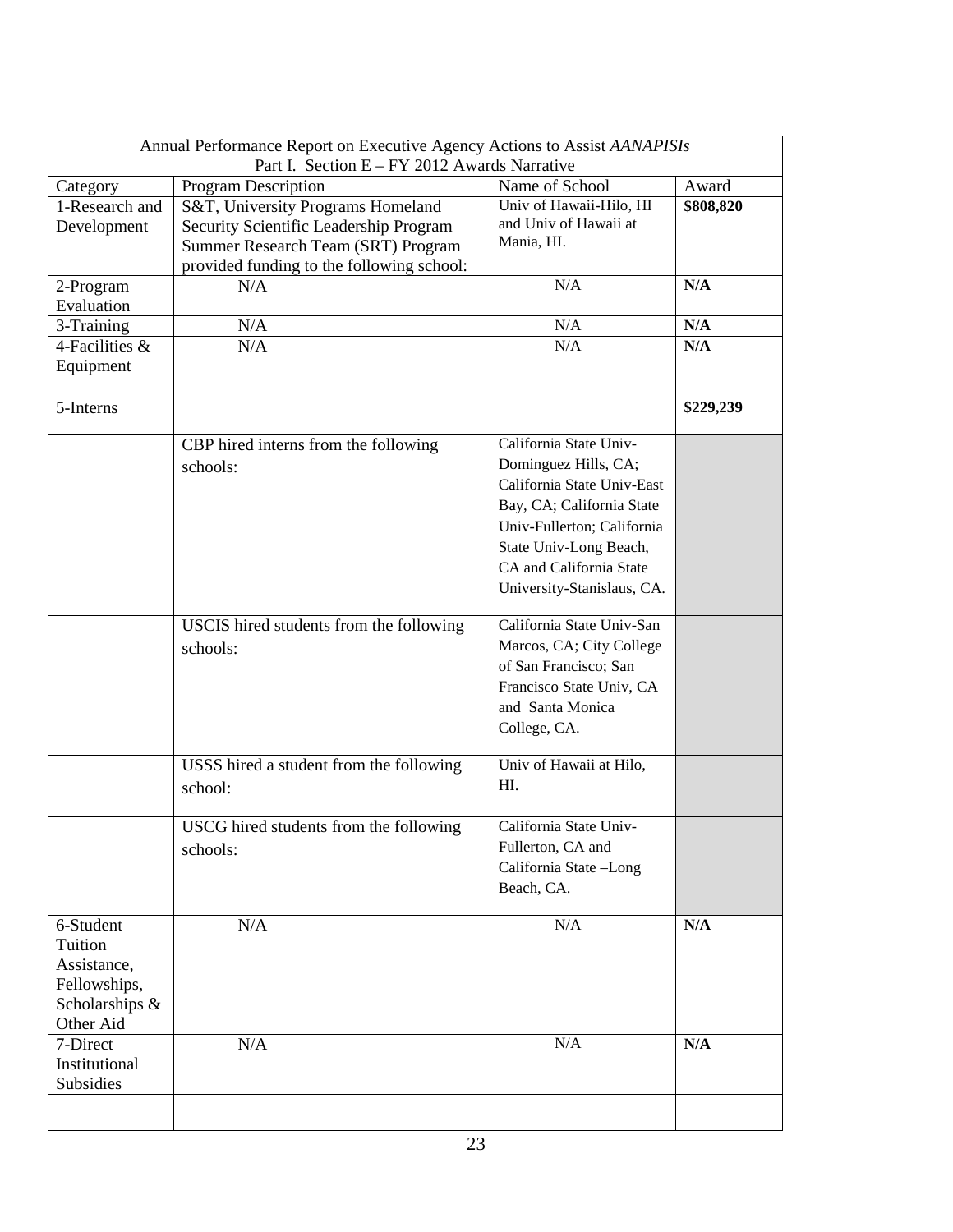| Annual Performance Report on Executive Agency Actions to Assist *AANAPISIs*<br>Part I. Section E – FY 2012 Awards Narrative | | | |
|---|---|---|---|
| Category | Program Description | Name of School | Award |
| 1-Research and Development | S&T, University Programs Homeland Security Scientific Leadership Program Summer Research Team (SRT) Program provided funding to the following school: | Univ of Hawaii-Hilo, HI and Univ of Hawaii at Mania, HI. | **$808,820** |
| 2-Program Evaluation | N/A | N/A | **N/A** |
| 3-Training | N/A | N/A | **N/A** |
| 4-Facilities & Equipment | N/A | N/A | **N/A** |
| 5-Interns | | | **$229,239** |
| | CBP hired interns from the following schools: | California State Univ-Dominguez Hills, CA; California State Univ-East Bay, CA; California State Univ-Fullerton; California State Univ-Long Beach, CA and California State University-Stanislaus, CA. | |
| | USCIS hired students from the following schools: | California State Univ-San Marcos, CA; City College of San Francisco; San Francisco State Univ, CA and Santa Monica College, CA. | |
| | USSS hired a student from the following school: | Univ of Hawaii at Hilo, HI. | |
| | USCG hired students from the following schools: | California State Univ-Fullerton, CA and California State –Long Beach, CA. | |
| 6-Student Tuition Assistance, Fellowships, Scholarships & Other Aid | N/A | N/A | **N/A** |
| 7-Direct Institutional Subsidies | N/A | N/A | **N/A** |
| | | | |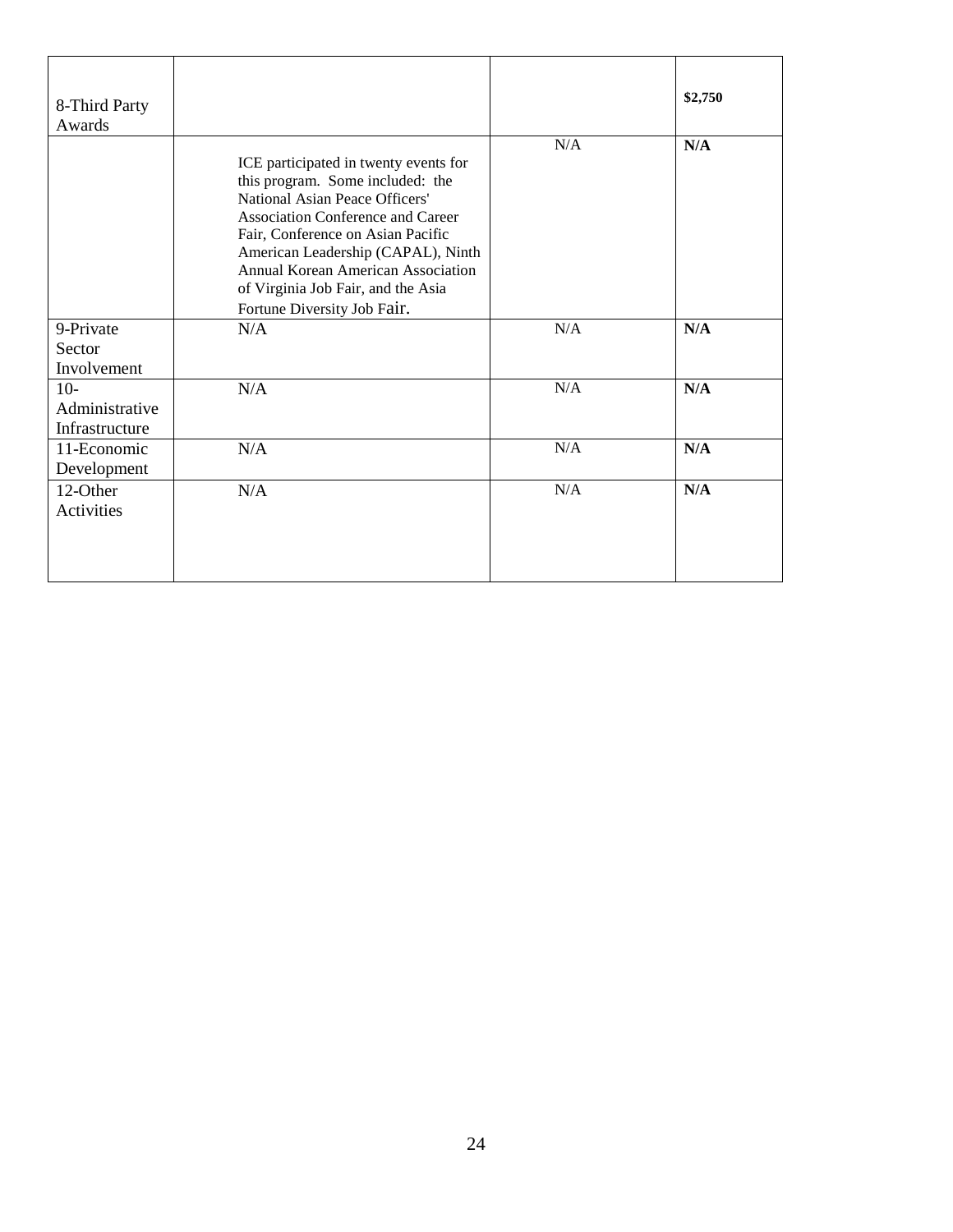| | | | |
|---|---|---|---|
| 8-Third Party Awards | | | \$2,750 |
| | ICE participated in twenty events for this program. Some included: the National Asian Peace Officers' Association Conference and Career Fair, Conference on Asian Pacific American Leadership (CAPAL), Ninth Annual Korean American Association of Virginia Job Fair, and the Asia Fortune Diversity Job Fair. | N/A | **N/A** |
| 9-Private Sector Involvement | N/A | N/A | **N/A** |
| 10-Administrative Infrastructure | N/A | N/A | **N/A** |
| 11-Economic Development | N/A | N/A | **N/A** |
| 12-Other Activities | N/A | N/A | **N/A** |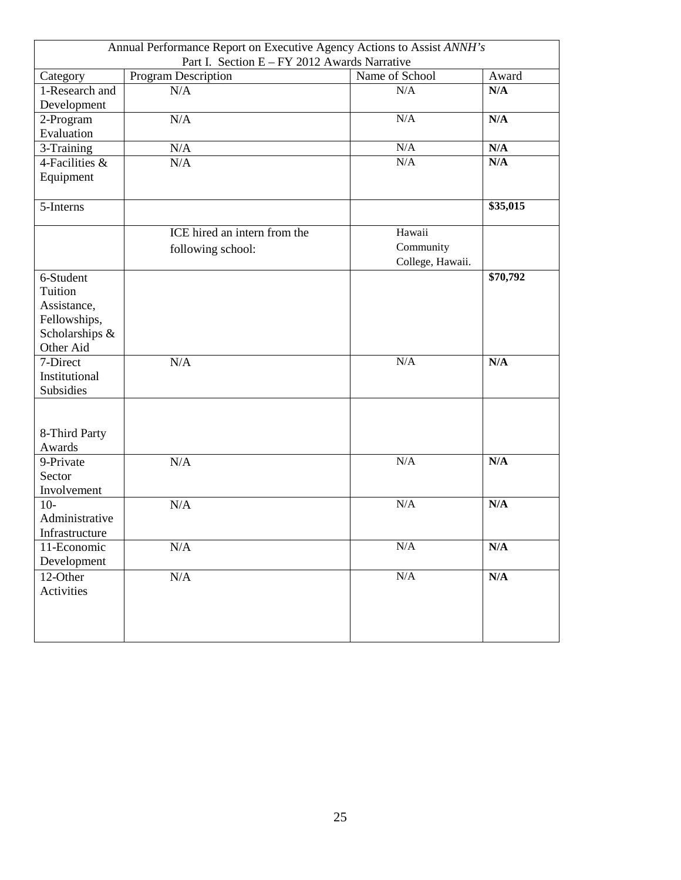| Annual Performance Report on Executive Agency Actions to Assist *ANNH's* Part I. Section E – FY 2012 Awards Narrative | | | |
|---|---|---|---|
| Category | Program Description | Name of School | Award |
| 1-Research and Development | N/A | N/A | **N/A** |
| 2-Program Evaluation | N/A | N/A | **N/A** |
| 3-Training | N/A | N/A | **N/A** |
| 4-Facilities & Equipment | N/A | N/A | **N/A** |
| 5-Interns | | | **$35,015** |
| | ICE hired an intern from the following school: | Hawaii Community College, Hawaii. | |
| 6-Student Tuition Assistance, Fellowships, Scholarships & Other Aid | | | **$70,792** |
| 7-Direct Institutional Subsidies | N/A | N/A | **N/A** |
| 8-Third Party Awards | | | |
| 9-Private Sector Involvement | N/A | N/A | **N/A** |
| 10-Administrative Infrastructure | N/A | N/A | **N/A** |
| 11-Economic Development | N/A | N/A | **N/A** |
| 12-Other Activities | N/A | N/A | **N/A** |